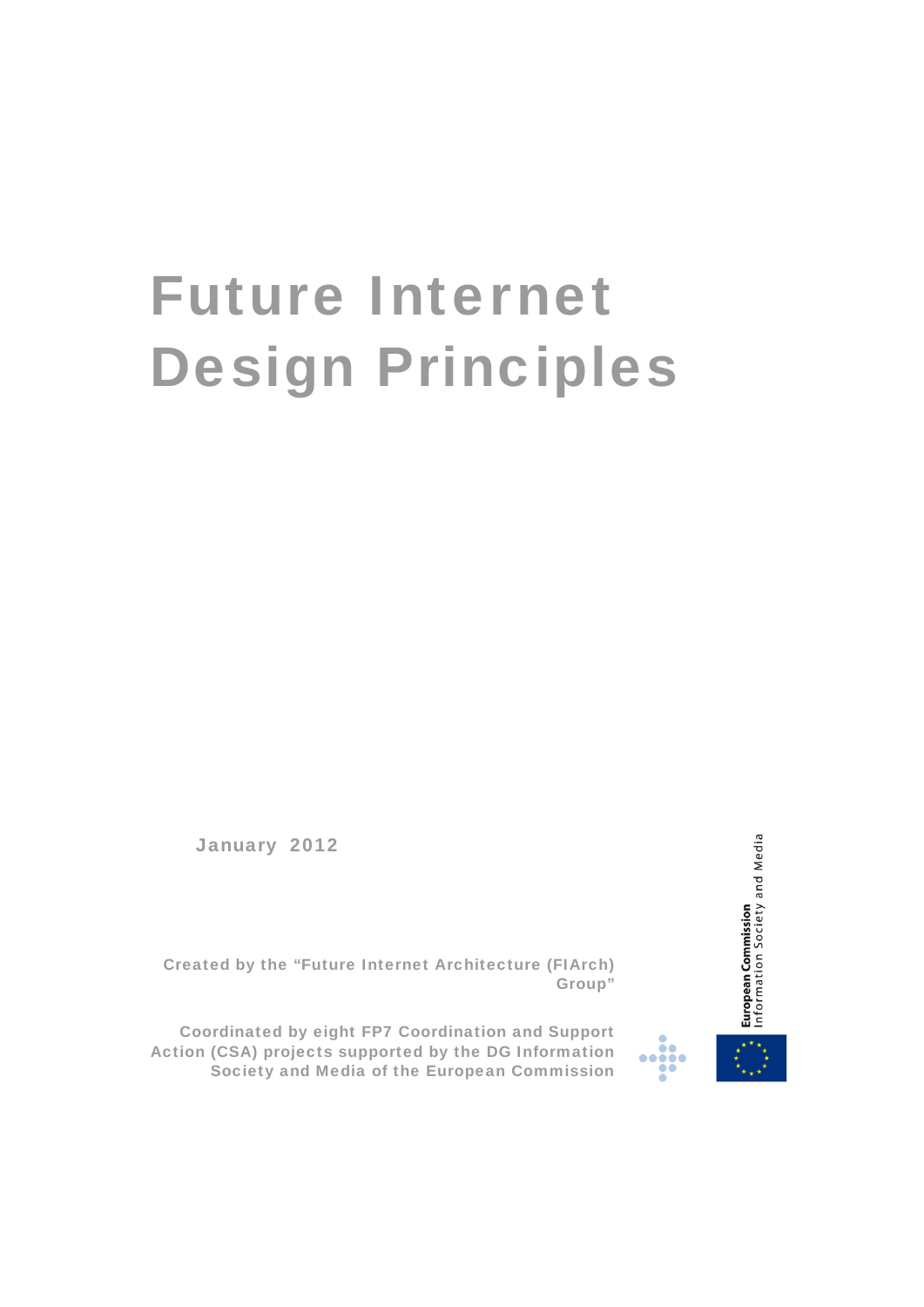# Future Internet Design Principles

January 2012

Created by the "Future Internet Architecture (FIArch) Group"

Coordinated by eight FP7 Coordination and Support Action (CSA) projects supported by the DG Information Society and Media of the European Commission

European Commission
Information Society and Media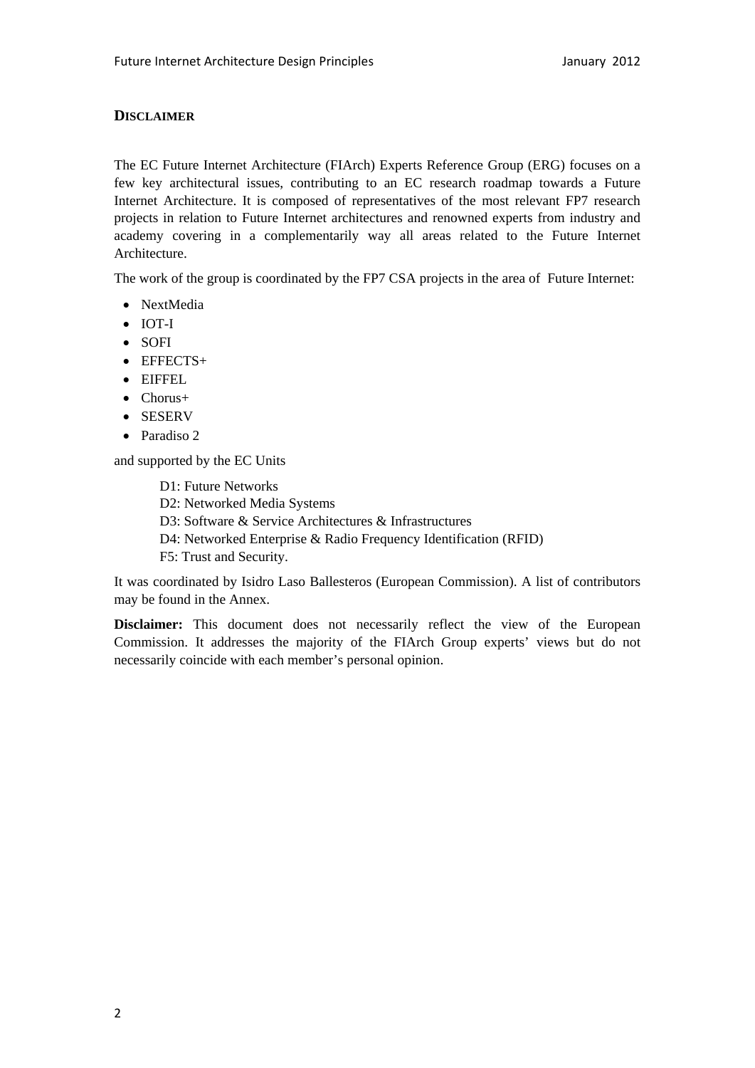## DISCLAIMER

The EC Future Internet Architecture (FIArch) Experts Reference Group (ERG) focuses on a few key architectural issues, contributing to an EC research roadmap towards a Future Internet Architecture. It is composed of representatives of the most relevant FP7 research projects in relation to Future Internet architectures and renowned experts from industry and academy covering in a complementarily way all areas related to the Future Internet Architecture.

The work of the group is coordinated by the FP7 CSA projects in the area of Future Internet:

- NextMedia
- IOT-I
- SOFI
- EFFECTS+
- EIFFEL
- Chorus+
- SESERV
- Paradiso 2

and supported by the EC Units

D1: Future Networks
D2: Networked Media Systems
D3: Software & Service Architectures & Infrastructures
D4: Networked Enterprise & Radio Frequency Identification (RFID)
F5: Trust and Security.

It was coordinated by Isidro Laso Ballesteros (European Commission). A list of contributors may be found in the Annex.

**Disclaimer:** This document does not necessarily reflect the view of the European Commission. It addresses the majority of the FIArch Group experts' views but do not necessarily coincide with each member's personal opinion.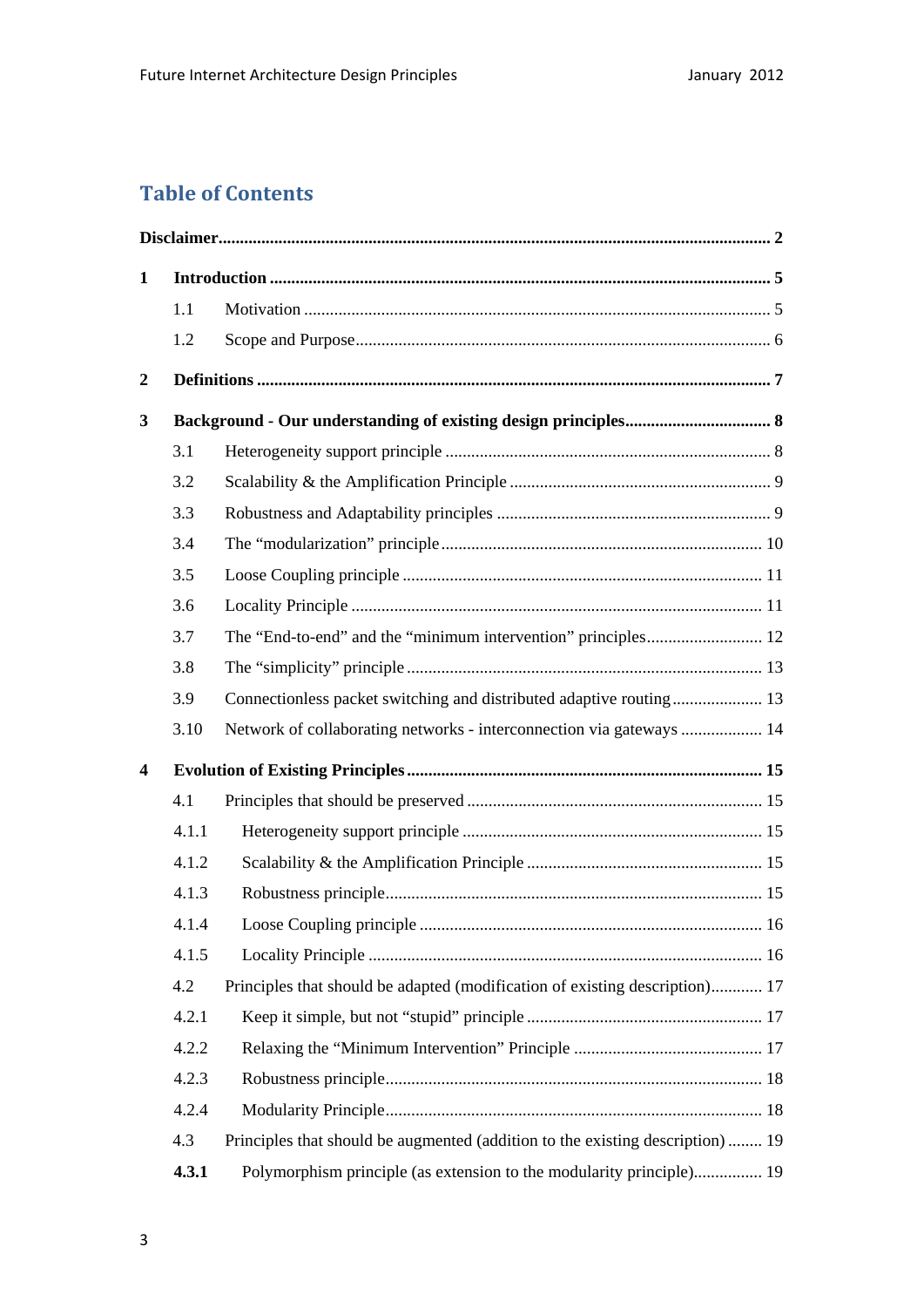# Table of Contents

**Disclaimer** ..... **2**

**1 Introduction** ..... **5**

- 1.1 Motivation ..... 5
- 1.2 Scope and Purpose ..... 6

**2 Definitions** ..... **7**

**3 Background - Our understanding of existing design principles** ..... **8**

- 3.1 Heterogeneity support principle ..... 8
- 3.2 Scalability & the Amplification Principle ..... 9
- 3.3 Robustness and Adaptability principles ..... 9
- 3.4 The "modularization" principle ..... 10
- 3.5 Loose Coupling principle ..... 11
- 3.6 Locality Principle ..... 11
- 3.7 The "End-to-end" and the "minimum intervention" principles ..... 12
- 3.8 The "simplicity" principle ..... 13
- 3.9 Connectionless packet switching and distributed adaptive routing ..... 13
- 3.10 Network of collaborating networks - interconnection via gateways ..... 14

**4 Evolution of Existing Principles** ..... **15**

- 4.1 Principles that should be preserved ..... 15
  - 4.1.1 Heterogeneity support principle ..... 15
  - 4.1.2 Scalability & the Amplification Principle ..... 15
  - 4.1.3 Robustness principle ..... 15
  - 4.1.4 Loose Coupling principle ..... 16
  - 4.1.5 Locality Principle ..... 16
- 4.2 Principles that should be adapted (modification of existing description) ..... 17
  - 4.2.1 Keep it simple, but not "stupid" principle ..... 17
  - 4.2.2 Relaxing the "Minimum Intervention" Principle ..... 17
  - 4.2.3 Robustness principle ..... 18
  - 4.2.4 Modularity Principle ..... 18
- 4.3 Principles that should be augmented (addition to the existing description) ..... 19
  - **4.3.1** Polymorphism principle (as extension to the modularity principle) ..... 19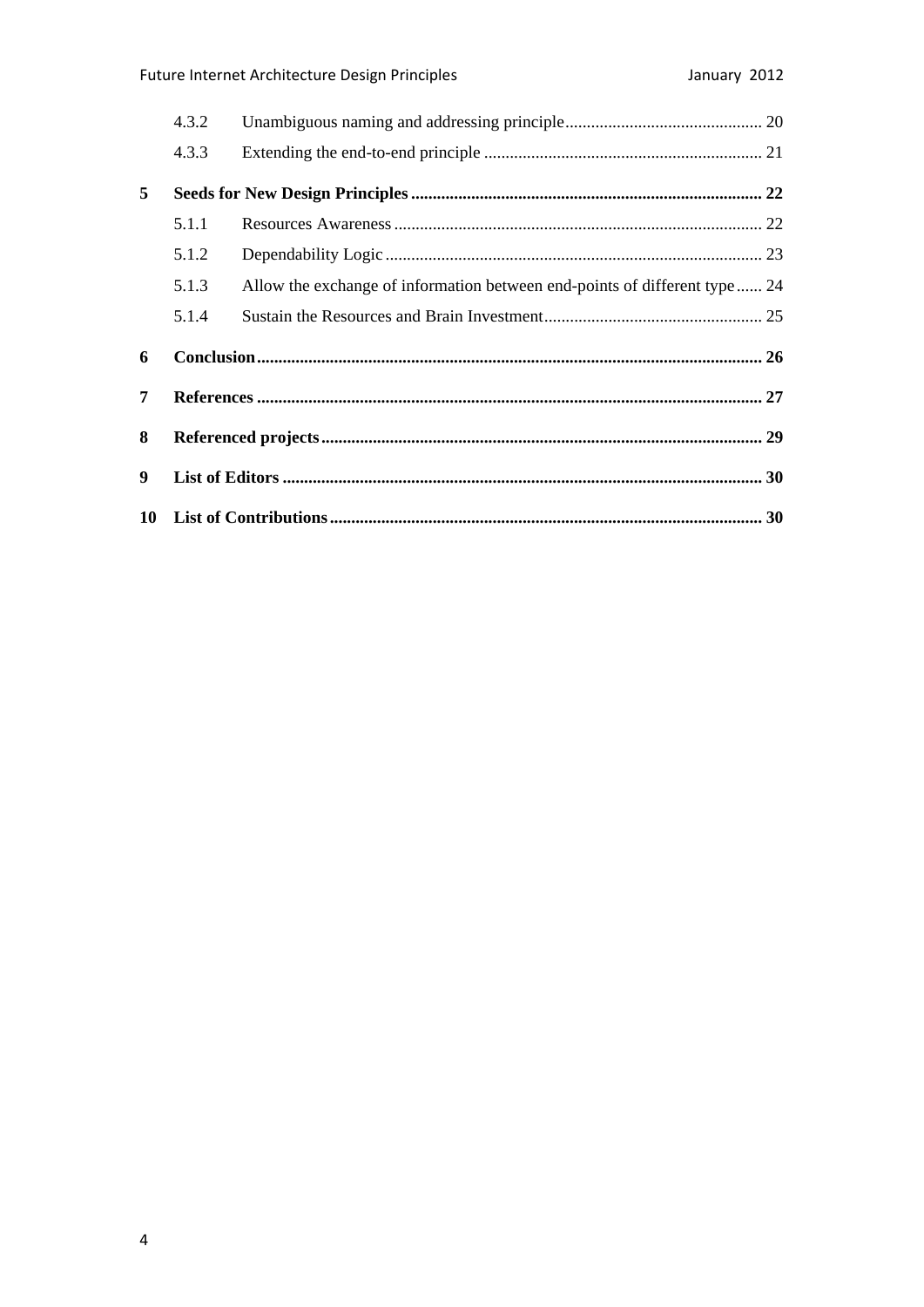4.3.2 Unambiguous naming and addressing principle ............................................. 20

4.3.3 Extending the end-to-end principle ................................................................ 21

**5 Seeds for New Design Principles ................................................................................. 22**

5.1.1 Resources Awareness ..................................................................................... 22

5.1.2 Dependability Logic ....................................................................................... 23

5.1.3 Allow the exchange of information between end-points of different type ...... 24

5.1.4 Sustain the Resources and Brain Investment .................................................. 25

**6 Conclusion .................................................................................................................... 26**

**7 References ..................................................................................................................... 27**

**8 Referenced projects ...................................................................................................... 29**

**9 List of Editors .............................................................................................................. 30**

**10 List of Contributions .................................................................................................... 30**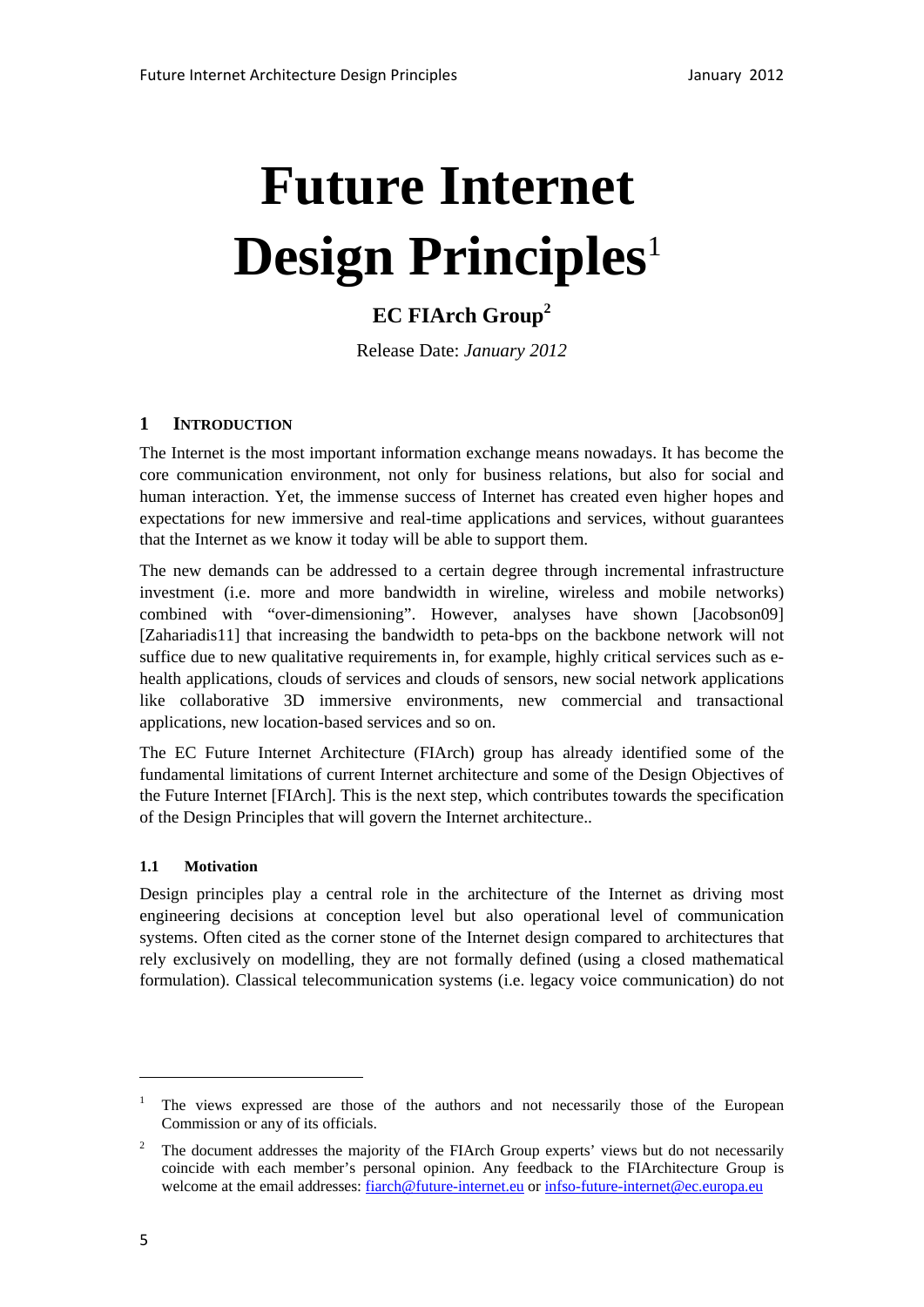# Future Internet Design Principles[1]

**EC FIArch Group[2]**

Release Date: *January 2012*

## 1 INTRODUCTION

The Internet is the most important information exchange means nowadays. It has become the core communication environment, not only for business relations, but also for social and human interaction. Yet, the immense success of Internet has created even higher hopes and expectations for new immersive and real-time applications and services, without guarantees that the Internet as we know it today will be able to support them.

The new demands can be addressed to a certain degree through incremental infrastructure investment (i.e. more and more bandwidth in wireline, wireless and mobile networks) combined with "over-dimensioning". However, analyses have shown [Jacobson09] [Zahariadis11] that increasing the bandwidth to peta-bps on the backbone network will not suffice due to new qualitative requirements in, for example, highly critical services such as e-health applications, clouds of services and clouds of sensors, new social network applications like collaborative 3D immersive environments, new commercial and transactional applications, new location-based services and so on.

The EC Future Internet Architecture (FIArch) group has already identified some of the fundamental limitations of current Internet architecture and some of the Design Objectives of the Future Internet [FIArch]. This is the next step, which contributes towards the specification of the Design Principles that will govern the Internet architecture..

### 1.1 Motivation

Design principles play a central role in the architecture of the Internet as driving most engineering decisions at conception level but also operational level of communication systems. Often cited as the corner stone of the Internet design compared to architectures that rely exclusively on modelling, they are not formally defined (using a closed mathematical formulation). Classical telecommunication systems (i.e. legacy voice communication) do not

---

[1] The views expressed are those of the authors and not necessarily those of the European Commission or any of its officials.

[2] The document addresses the majority of the FIArch Group experts' views but do not necessarily coincide with each member's personal opinion. Any feedback to the FIArchitecture Group is welcome at the email addresses: fiarch@future-internet.eu or infso-future-internet@ec.europa.eu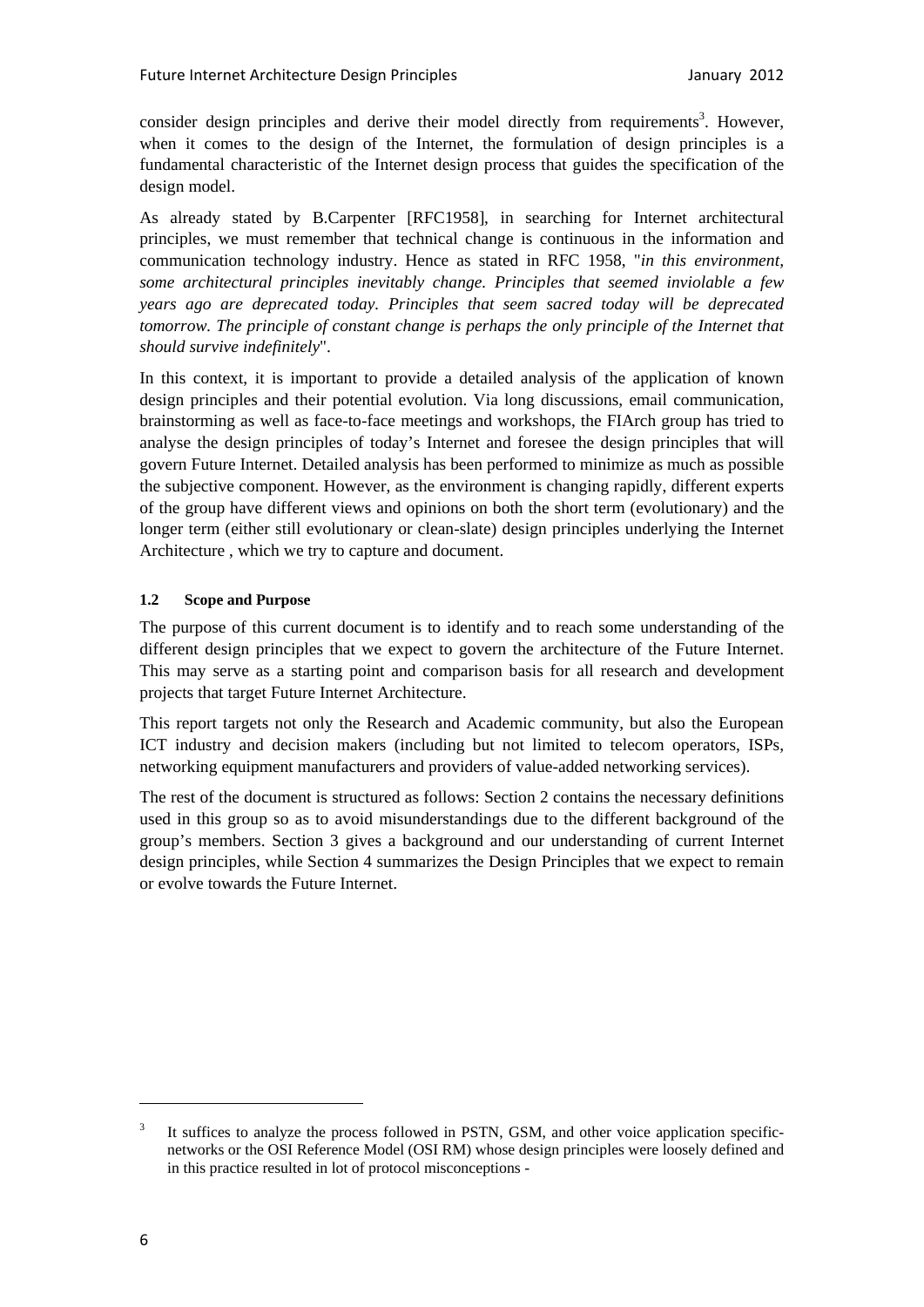consider design principles and derive their model directly from requirements[3]. However, when it comes to the design of the Internet, the formulation of design principles is a fundamental characteristic of the Internet design process that guides the specification of the design model.

As already stated by B.Carpenter [RFC1958], in searching for Internet architectural principles, we must remember that technical change is continuous in the information and communication technology industry. Hence as stated in RFC 1958, "*in this environment, some architectural principles inevitably change. Principles that seemed inviolable a few years ago are deprecated today. Principles that seem sacred today will be deprecated tomorrow. The principle of constant change is perhaps the only principle of the Internet that should survive indefinitely*".

In this context, it is important to provide a detailed analysis of the application of known design principles and their potential evolution. Via long discussions, email communication, brainstorming as well as face-to-face meetings and workshops, the FIArch group has tried to analyse the design principles of today's Internet and foresee the design principles that will govern Future Internet. Detailed analysis has been performed to minimize as much as possible the subjective component. However, as the environment is changing rapidly, different experts of the group have different views and opinions on both the short term (evolutionary) and the longer term (either still evolutionary or clean-slate) design principles underlying the Internet Architecture , which we try to capture and document.

### 1.2 Scope and Purpose

The purpose of this current document is to identify and to reach some understanding of the different design principles that we expect to govern the architecture of the Future Internet. This may serve as a starting point and comparison basis for all research and development projects that target Future Internet Architecture.

This report targets not only the Research and Academic community, but also the European ICT industry and decision makers (including but not limited to telecom operators, ISPs, networking equipment manufacturers and providers of value-added networking services).

The rest of the document is structured as follows: Section 2 contains the necessary definitions used in this group so as to avoid misunderstandings due to the different background of the group's members. Section 3 gives a background and our understanding of current Internet design principles, while Section 4 summarizes the Design Principles that we expect to remain or evolve towards the Future Internet.

---

[3] It suffices to analyze the process followed in PSTN, GSM, and other voice application specific-networks or the OSI Reference Model (OSI RM) whose design principles were loosely defined and in this practice resulted in lot of protocol misconceptions -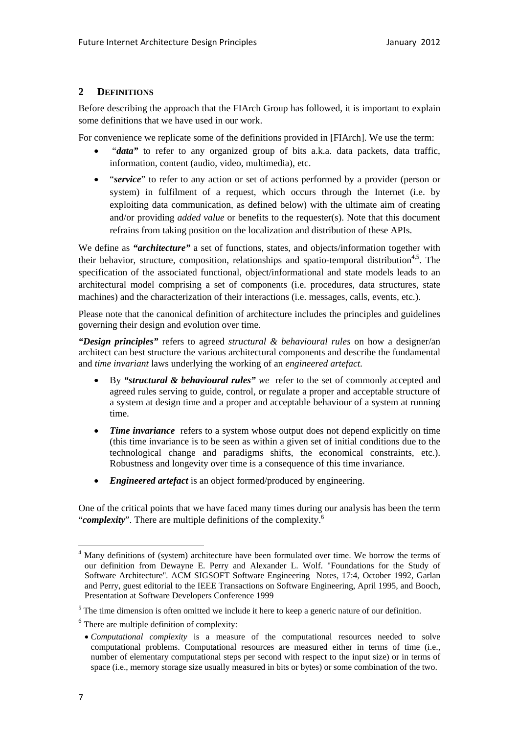## 2 DEFINITIONS

Before describing the approach that the FIArch Group has followed, it is important to explain some definitions that we have used in our work.

For convenience we replicate some of the definitions provided in [FIArch]. We use the term:

- "***data***" to refer to any organized group of bits a.k.a. data packets, data traffic, information, content (audio, video, multimedia), etc.
- "***service***" to refer to any action or set of actions performed by a provider (person or system) in fulfilment of a request, which occurs through the Internet (i.e. by exploiting data communication, as defined below) with the ultimate aim of creating and/or providing *added value* or benefits to the requester(s). Note that this document refrains from taking position on the localization and distribution of these APIs.

We define as ***"architecture"*** a set of functions, states, and objects/information together with their behavior, structure, composition, relationships and spatio-temporal distribution[4,5]. The specification of the associated functional, object/informational and state models leads to an architectural model comprising a set of components (i.e. procedures, data structures, state machines) and the characterization of their interactions (i.e. messages, calls, events, etc.).

Please note that the canonical definition of architecture includes the principles and guidelines governing their design and evolution over time.

***"Design principles"*** refers to agreed *structural & behavioural rules* on how a designer/an architect can best structure the various architectural components and describe the fundamental and *time invariant* laws underlying the working of an *engineered artefact*.

- By ***"structural & behavioural rules"*** *we* refer to the set of commonly accepted and agreed rules serving to guide, control, or regulate a proper and acceptable structure of a system at design time and a proper and acceptable behaviour of a system at running time.
- ***Time invariance*** refers to a system whose output does not depend explicitly on time (this time invariance is to be seen as within a given set of initial conditions due to the technological change and paradigms shifts, the economical constraints, etc.). Robustness and longevity over time is a consequence of this time invariance.
- ***Engineered artefact*** is an object formed/produced by engineering.

One of the critical points that we have faced many times during our analysis has been the term "***complexity***". There are multiple definitions of the complexity.[6]

---

[4] Many definitions of (system) architecture have been formulated over time. We borrow the terms of our definition from Dewayne E. Perry and Alexander L. Wolf. "Foundations for the Study of Software Architecture". ACM SIGSOFT Software Engineering Notes, 17:4, October 1992, Garlan and Perry, guest editorial to the IEEE Transactions on Software Engineering, April 1995, and Booch, Presentation at Software Developers Conference 1999

[5] The time dimension is often omitted we include it here to keep a generic nature of our definition.

[6] There are multiple definition of complexity:

- *Computational complexity* is a measure of the computational resources needed to solve computational problems. Computational resources are measured either in terms of time (i.e., number of elementary computational steps per second with respect to the input size) or in terms of space (i.e., memory storage size usually measured in bits or bytes) or some combination of the two.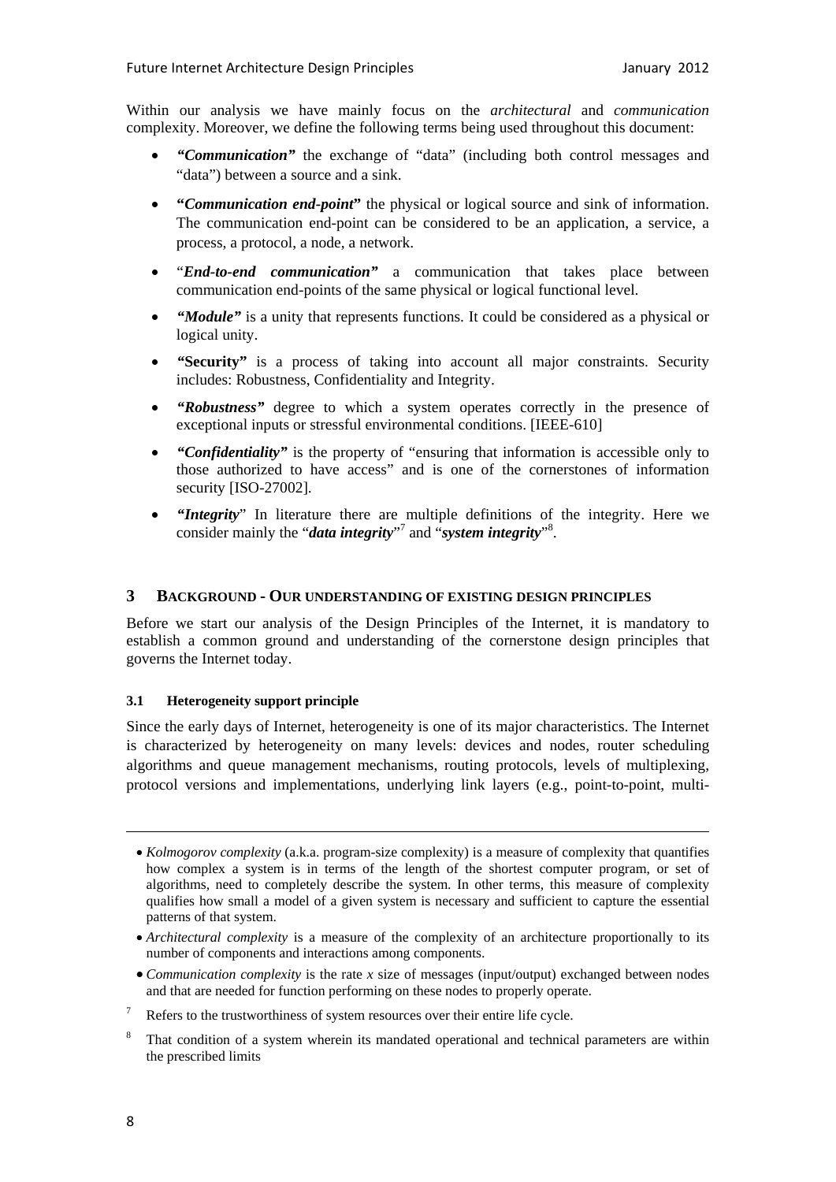Within our analysis we have mainly focus on the *architectural* and *communication* complexity. Moreover, we define the following terms being used throughout this document:

- ***"Communication"*** the exchange of "data" (including both control messages and "data") between a source and a sink.
- **"*Communication end-point*"** the physical or logical source and sink of information. The communication end-point can be considered to be an application, a service, a process, a protocol, a node, a network.
- "***End-to-end communication"*** a communication that takes place between communication end-points of the same physical or logical functional level.
- ***"Module"*** is a unity that represents functions. It could be considered as a physical or logical unity.
- ***"*Security"**** is a process of taking into account all major constraints. Security includes: Robustness, Confidentiality and Integrity.
- ***"Robustness"*** degree to which a system operates correctly in the presence of exceptional inputs or stressful environmental conditions. [IEEE-610]
- ***"Confidentiality"*** is the property of "ensuring that information is accessible only to those authorized to have access" and is one of the cornerstones of information security [ISO-27002].
- ***"Integrity***" In literature there are multiple definitions of the integrity. Here we consider mainly the "***data integrity***"[7] and "***system integrity***"[8].

## 3 Background - Our understanding of existing design principles

Before we start our analysis of the Design Principles of the Internet, it is mandatory to establish a common ground and understanding of the cornerstone design principles that governs the Internet today.

### 3.1 Heterogeneity support principle

Since the early days of Internet, heterogeneity is one of its major characteristics. The Internet is characterized by heterogeneity on many levels: devices and nodes, router scheduling algorithms and queue management mechanisms, routing protocols, levels of multiplexing, protocol versions and implementations, underlying link layers (e.g., point-to-point, multi-

---

- *Kolmogorov complexity* (a.k.a. program-size complexity) is a measure of complexity that quantifies how complex a system is in terms of the length of the shortest computer program, or set of algorithms, need to completely describe the system. In other terms, this measure of complexity qualifies how small a model of a given system is necessary and sufficient to capture the essential patterns of that system.
- *Architectural complexity* is a measure of the complexity of an architecture proportionally to its number of components and interactions among components.
- *Communication complexity* is the rate *x* size of messages (input/output) exchanged between nodes and that are needed for function performing on these nodes to properly operate.

[7] Refers to the trustworthiness of system resources over their entire life cycle.

[8] That condition of a system wherein its mandated operational and technical parameters are within the prescribed limits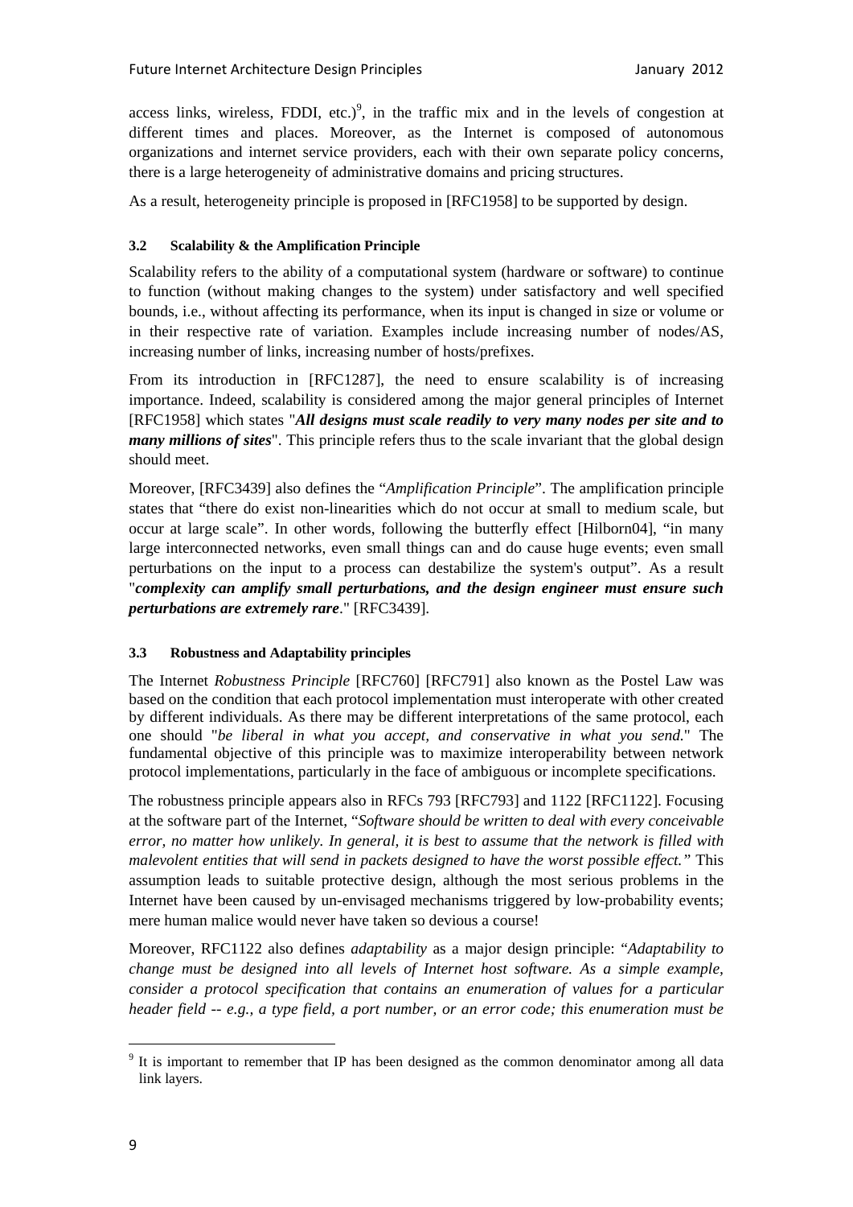access links, wireless, FDDI, etc.)[9], in the traffic mix and in the levels of congestion at different times and places. Moreover, as the Internet is composed of autonomous organizations and internet service providers, each with their own separate policy concerns, there is a large heterogeneity of administrative domains and pricing structures.

As a result, heterogeneity principle is proposed in [RFC1958] to be supported by design.

### 3.2 Scalability & the Amplification Principle

Scalability refers to the ability of a computational system (hardware or software) to continue to function (without making changes to the system) under satisfactory and well specified bounds, i.e., without affecting its performance, when its input is changed in size or volume or in their respective rate of variation. Examples include increasing number of nodes/AS, increasing number of links, increasing number of hosts/prefixes.

From its introduction in [RFC1287], the need to ensure scalability is of increasing importance. Indeed, scalability is considered among the major general principles of Internet [RFC1958] which states "***All designs must scale readily to very many nodes per site and to many millions of sites***". This principle refers thus to the scale invariant that the global design should meet.

Moreover, [RFC3439] also defines the "*Amplification Principle*". The amplification principle states that "there do exist non-linearities which do not occur at small to medium scale, but occur at large scale". In other words, following the butterfly effect [Hilborn04], "in many large interconnected networks, even small things can and do cause huge events; even small perturbations on the input to a process can destabilize the system's output". As a result "***complexity can amplify small perturbations, and the design engineer must ensure such perturbations are extremely rare***." [RFC3439].

### 3.3 Robustness and Adaptability principles

The Internet *Robustness Principle* [RFC760] [RFC791] also known as the Postel Law was based on the condition that each protocol implementation must interoperate with other created by different individuals. As there may be different interpretations of the same protocol, each one should "*be liberal in what you accept, and conservative in what you send.*" The fundamental objective of this principle was to maximize interoperability between network protocol implementations, particularly in the face of ambiguous or incomplete specifications.

The robustness principle appears also in RFCs 793 [RFC793] and 1122 [RFC1122]. Focusing at the software part of the Internet, "*Software should be written to deal with every conceivable error, no matter how unlikely. In general, it is best to assume that the network is filled with malevolent entities that will send in packets designed to have the worst possible effect.*" This assumption leads to suitable protective design, although the most serious problems in the Internet have been caused by un-envisaged mechanisms triggered by low-probability events; mere human malice would never have taken so devious a course!

Moreover, RFC1122 also defines *adaptability* as a major design principle: "*Adaptability to change must be designed into all levels of Internet host software. As a simple example, consider a protocol specification that contains an enumeration of values for a particular header field -- e.g., a type field, a port number, or an error code; this enumeration must be*

[9] It is important to remember that IP has been designed as the common denominator among all data link layers.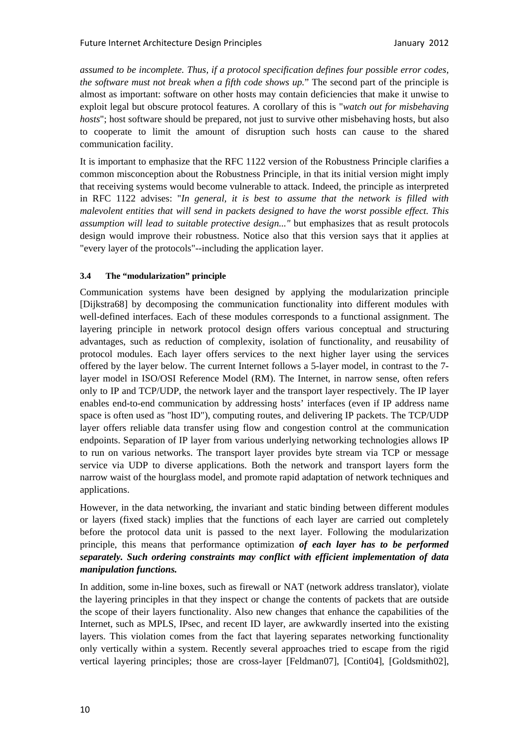*assumed to be incomplete. Thus, if a protocol specification defines four possible error codes, the software must not break when a fifth code shows up.*" The second part of the principle is almost as important: software on other hosts may contain deficiencies that make it unwise to exploit legal but obscure protocol features. A corollary of this is "*watch out for misbehaving hosts*"; host software should be prepared, not just to survive other misbehaving hosts, but also to cooperate to limit the amount of disruption such hosts can cause to the shared communication facility.

It is important to emphasize that the RFC 1122 version of the Robustness Principle clarifies a common misconception about the Robustness Principle, in that its initial version might imply that receiving systems would become vulnerable to attack. Indeed, the principle as interpreted in RFC 1122 advises: "*In general, it is best to assume that the network is filled with malevolent entities that will send in packets designed to have the worst possible effect. This assumption will lead to suitable protective design..."* but emphasizes that as result protocols design would improve their robustness. Notice also that this version says that it applies at "every layer of the protocols"--including the application layer.

### 3.4 The "modularization" principle

Communication systems have been designed by applying the modularization principle [Dijkstra68] by decomposing the communication functionality into different modules with well-defined interfaces. Each of these modules corresponds to a functional assignment. The layering principle in network protocol design offers various conceptual and structuring advantages, such as reduction of complexity, isolation of functionality, and reusability of protocol modules. Each layer offers services to the next higher layer using the services offered by the layer below. The current Internet follows a 5-layer model, in contrast to the 7-layer model in ISO/OSI Reference Model (RM). The Internet, in narrow sense, often refers only to IP and TCP/UDP, the network layer and the transport layer respectively. The IP layer enables end-to-end communication by addressing hosts' interfaces (even if IP address name space is often used as "host ID"), computing routes, and delivering IP packets. The TCP/UDP layer offers reliable data transfer using flow and congestion control at the communication endpoints. Separation of IP layer from various underlying networking technologies allows IP to run on various networks. The transport layer provides byte stream via TCP or message service via UDP to diverse applications. Both the network and transport layers form the narrow waist of the hourglass model, and promote rapid adaptation of network techniques and applications.

However, in the data networking, the invariant and static binding between different modules or layers (fixed stack) implies that the functions of each layer are carried out completely before the protocol data unit is passed to the next layer. Following the modularization principle, this means that performance optimization ***of each layer has to be performed separately. Such ordering constraints may conflict with efficient implementation of data manipulation functions.***

In addition, some in-line boxes, such as firewall or NAT (network address translator), violate the layering principles in that they inspect or change the contents of packets that are outside the scope of their layers functionality. Also new changes that enhance the capabilities of the Internet, such as MPLS, IPsec, and recent ID layer, are awkwardly inserted into the existing layers. This violation comes from the fact that layering separates networking functionality only vertically within a system. Recently several approaches tried to escape from the rigid vertical layering principles; those are cross-layer [Feldman07], [Conti04], [Goldsmith02],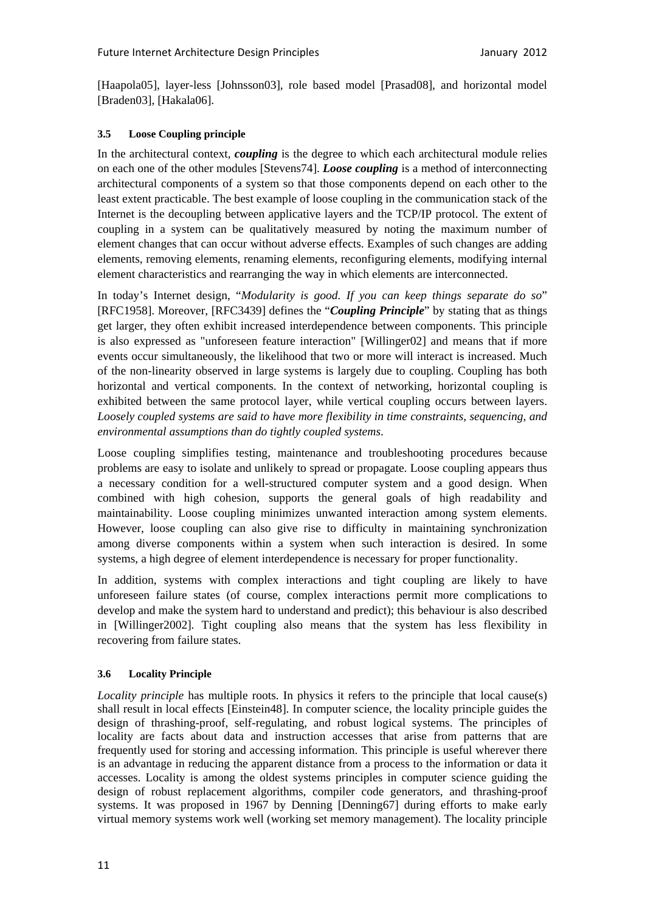[Haapola05], layer-less [Johnsson03], role based model [Prasad08], and horizontal model [Braden03], [Hakala06].

### 3.5 Loose Coupling principle

In the architectural context, ***coupling*** is the degree to which each architectural module relies on each one of the other modules [Stevens74]. ***Loose coupling*** is a method of interconnecting architectural components of a system so that those components depend on each other to the least extent practicable. The best example of loose coupling in the communication stack of the Internet is the decoupling between applicative layers and the TCP/IP protocol. The extent of coupling in a system can be qualitatively measured by noting the maximum number of element changes that can occur without adverse effects. Examples of such changes are adding elements, removing elements, renaming elements, reconfiguring elements, modifying internal element characteristics and rearranging the way in which elements are interconnected.

In today's Internet design, "*Modularity is good. If you can keep things separate do so*" [RFC1958]. Moreover, [RFC3439] defines the "***Coupling Principle***" by stating that as things get larger, they often exhibit increased interdependence between components. This principle is also expressed as "unforeseen feature interaction" [Willinger02] and means that if more events occur simultaneously, the likelihood that two or more will interact is increased. Much of the non-linearity observed in large systems is largely due to coupling. Coupling has both horizontal and vertical components. In the context of networking, horizontal coupling is exhibited between the same protocol layer, while vertical coupling occurs between layers. *Loosely coupled systems are said to have more flexibility in time constraints, sequencing, and environmental assumptions than do tightly coupled systems.*

Loose coupling simplifies testing, maintenance and troubleshooting procedures because problems are easy to isolate and unlikely to spread or propagate. Loose coupling appears thus a necessary condition for a well-structured computer system and a good design. When combined with high cohesion, supports the general goals of high readability and maintainability. Loose coupling minimizes unwanted interaction among system elements. However, loose coupling can also give rise to difficulty in maintaining synchronization among diverse components within a system when such interaction is desired. In some systems, a high degree of element interdependence is necessary for proper functionality.

In addition, systems with complex interactions and tight coupling are likely to have unforeseen failure states (of course, complex interactions permit more complications to develop and make the system hard to understand and predict); this behaviour is also described in [Willinger2002]. Tight coupling also means that the system has less flexibility in recovering from failure states.

### 3.6 Locality Principle

*Locality principle* has multiple roots. In physics it refers to the principle that local cause(s) shall result in local effects [Einstein48]. In computer science, the locality principle guides the design of thrashing-proof, self-regulating, and robust logical systems. The principles of locality are facts about data and instruction accesses that arise from patterns that are frequently used for storing and accessing information. This principle is useful wherever there is an advantage in reducing the apparent distance from a process to the information or data it accesses. Locality is among the oldest systems principles in computer science guiding the design of robust replacement algorithms, compiler code generators, and thrashing-proof systems. It was proposed in 1967 by Denning [Denning67] during efforts to make early virtual memory systems work well (working set memory management). The locality principle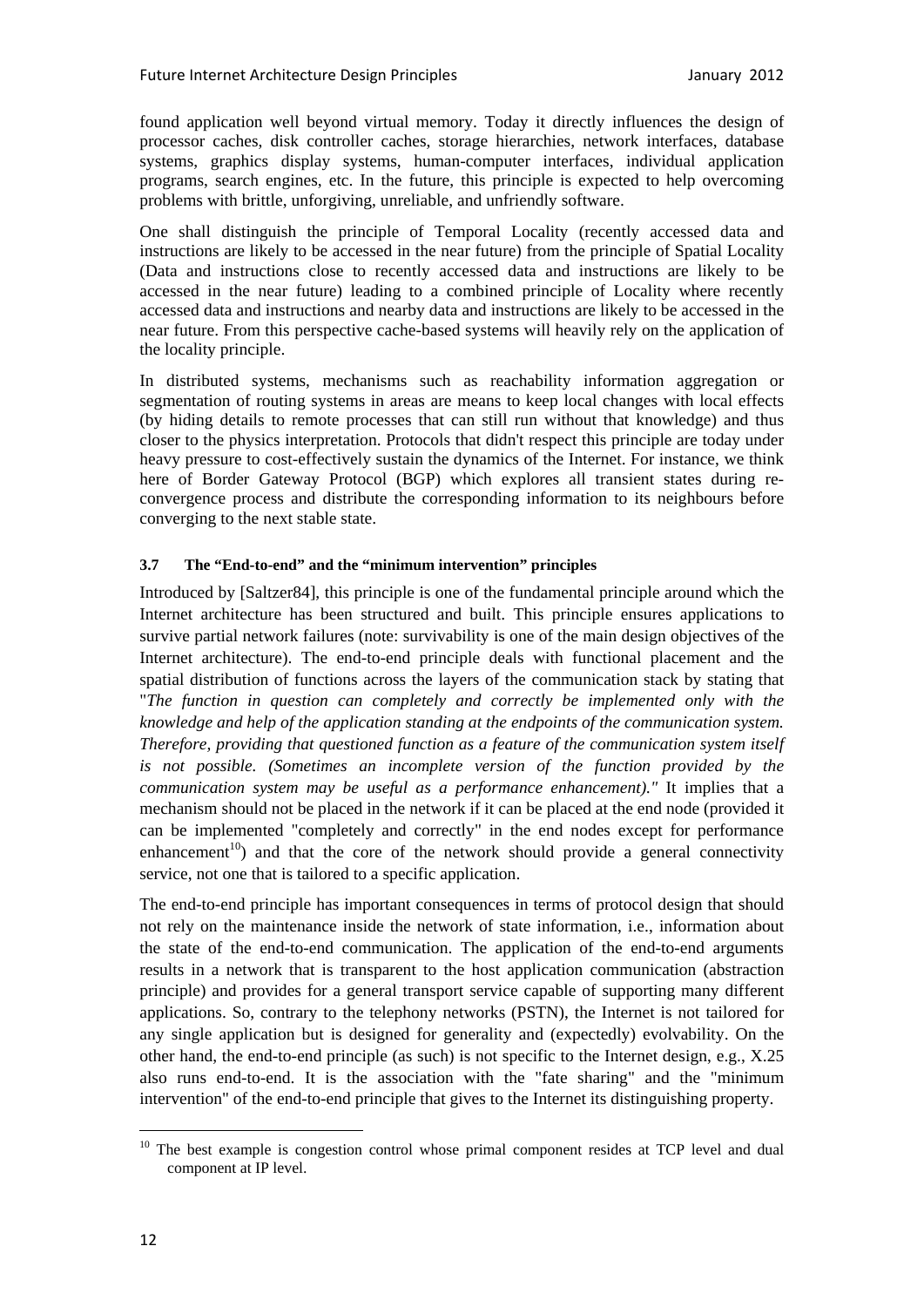found application well beyond virtual memory. Today it directly influences the design of processor caches, disk controller caches, storage hierarchies, network interfaces, database systems, graphics display systems, human-computer interfaces, individual application programs, search engines, etc. In the future, this principle is expected to help overcoming problems with brittle, unforgiving, unreliable, and unfriendly software.

One shall distinguish the principle of Temporal Locality (recently accessed data and instructions are likely to be accessed in the near future) from the principle of Spatial Locality (Data and instructions close to recently accessed data and instructions are likely to be accessed in the near future) leading to a combined principle of Locality where recently accessed data and instructions and nearby data and instructions are likely to be accessed in the near future. From this perspective cache-based systems will heavily rely on the application of the locality principle.

In distributed systems, mechanisms such as reachability information aggregation or segmentation of routing systems in areas are means to keep local changes with local effects (by hiding details to remote processes that can still run without that knowledge) and thus closer to the physics interpretation. Protocols that didn't respect this principle are today under heavy pressure to cost-effectively sustain the dynamics of the Internet. For instance, we think here of Border Gateway Protocol (BGP) which explores all transient states during re-convergence process and distribute the corresponding information to its neighbours before converging to the next stable state.

### 3.7 The "End-to-end" and the "minimum intervention" principles

Introduced by [Saltzer84], this principle is one of the fundamental principle around which the Internet architecture has been structured and built. This principle ensures applications to survive partial network failures (note: survivability is one of the main design objectives of the Internet architecture). The end-to-end principle deals with functional placement and the spatial distribution of functions across the layers of the communication stack by stating that "*The function in question can completely and correctly be implemented only with the knowledge and help of the application standing at the endpoints of the communication system. Therefore, providing that questioned function as a feature of the communication system itself is not possible. (Sometimes an incomplete version of the function provided by the communication system may be useful as a performance enhancement)."* It implies that a mechanism should not be placed in the network if it can be placed at the end node (provided it can be implemented "completely and correctly" in the end nodes except for performance enhancement[10]) and that the core of the network should provide a general connectivity service, not one that is tailored to a specific application.

The end-to-end principle has important consequences in terms of protocol design that should not rely on the maintenance inside the network of state information, i.e., information about the state of the end-to-end communication. The application of the end-to-end arguments results in a network that is transparent to the host application communication (abstraction principle) and provides for a general transport service capable of supporting many different applications. So, contrary to the telephony networks (PSTN), the Internet is not tailored for any single application but is designed for generality and (expectedly) evolvability. On the other hand, the end-to-end principle (as such) is not specific to the Internet design, e.g., X.25 also runs end-to-end. It is the association with the "fate sharing" and the "minimum intervention" of the end-to-end principle that gives to the Internet its distinguishing property.

[10] The best example is congestion control whose primal component resides at TCP level and dual component at IP level.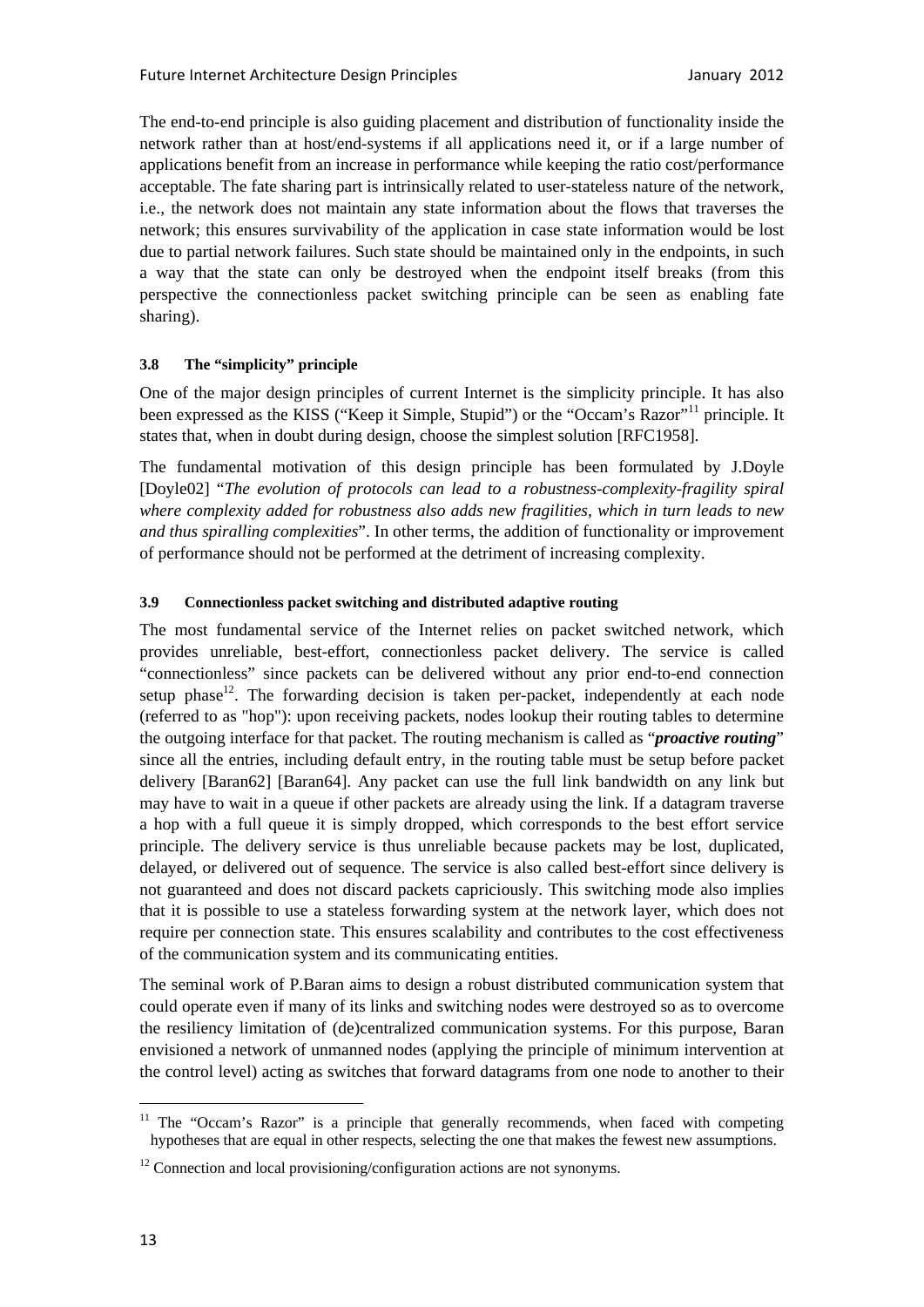The end-to-end principle is also guiding placement and distribution of functionality inside the network rather than at host/end-systems if all applications need it, or if a large number of applications benefit from an increase in performance while keeping the ratio cost/performance acceptable. The fate sharing part is intrinsically related to user-stateless nature of the network, i.e., the network does not maintain any state information about the flows that traverses the network; this ensures survivability of the application in case state information would be lost due to partial network failures. Such state should be maintained only in the endpoints, in such a way that the state can only be destroyed when the endpoint itself breaks (from this perspective the connectionless packet switching principle can be seen as enabling fate sharing).

### 3.8 The "simplicity" principle

One of the major design principles of current Internet is the simplicity principle. It has also been expressed as the KISS ("Keep it Simple, Stupid") or the "Occam's Razor"[11] principle. It states that, when in doubt during design, choose the simplest solution [RFC1958].

The fundamental motivation of this design principle has been formulated by J.Doyle [Doyle02] "*The evolution of protocols can lead to a robustness-complexity-fragility spiral where complexity added for robustness also adds new fragilities, which in turn leads to new and thus spiralling complexities*". In other terms, the addition of functionality or improvement of performance should not be performed at the detriment of increasing complexity.

### 3.9 Connectionless packet switching and distributed adaptive routing

The most fundamental service of the Internet relies on packet switched network, which provides unreliable, best-effort, connectionless packet delivery. The service is called "connectionless" since packets can be delivered without any prior end-to-end connection setup phase[12]. The forwarding decision is taken per-packet, independently at each node (referred to as "hop"): upon receiving packets, nodes lookup their routing tables to determine the outgoing interface for that packet. The routing mechanism is called as "***proactive routing***" since all the entries, including default entry, in the routing table must be setup before packet delivery [Baran62] [Baran64]. Any packet can use the full link bandwidth on any link but may have to wait in a queue if other packets are already using the link. If a datagram traverse a hop with a full queue it is simply dropped, which corresponds to the best effort service principle. The delivery service is thus unreliable because packets may be lost, duplicated, delayed, or delivered out of sequence. The service is also called best-effort since delivery is not guaranteed and does not discard packets capriciously. This switching mode also implies that it is possible to use a stateless forwarding system at the network layer, which does not require per connection state. This ensures scalability and contributes to the cost effectiveness of the communication system and its communicating entities.

The seminal work of P.Baran aims to design a robust distributed communication system that could operate even if many of its links and switching nodes were destroyed so as to overcome the resiliency limitation of (de)centralized communication systems. For this purpose, Baran envisioned a network of unmanned nodes (applying the principle of minimum intervention at the control level) acting as switches that forward datagrams from one node to another to their

---

[11] The "Occam's Razor" is a principle that generally recommends, when faced with competing hypotheses that are equal in other respects, selecting the one that makes the fewest new assumptions.

[12] Connection and local provisioning/configuration actions are not synonyms.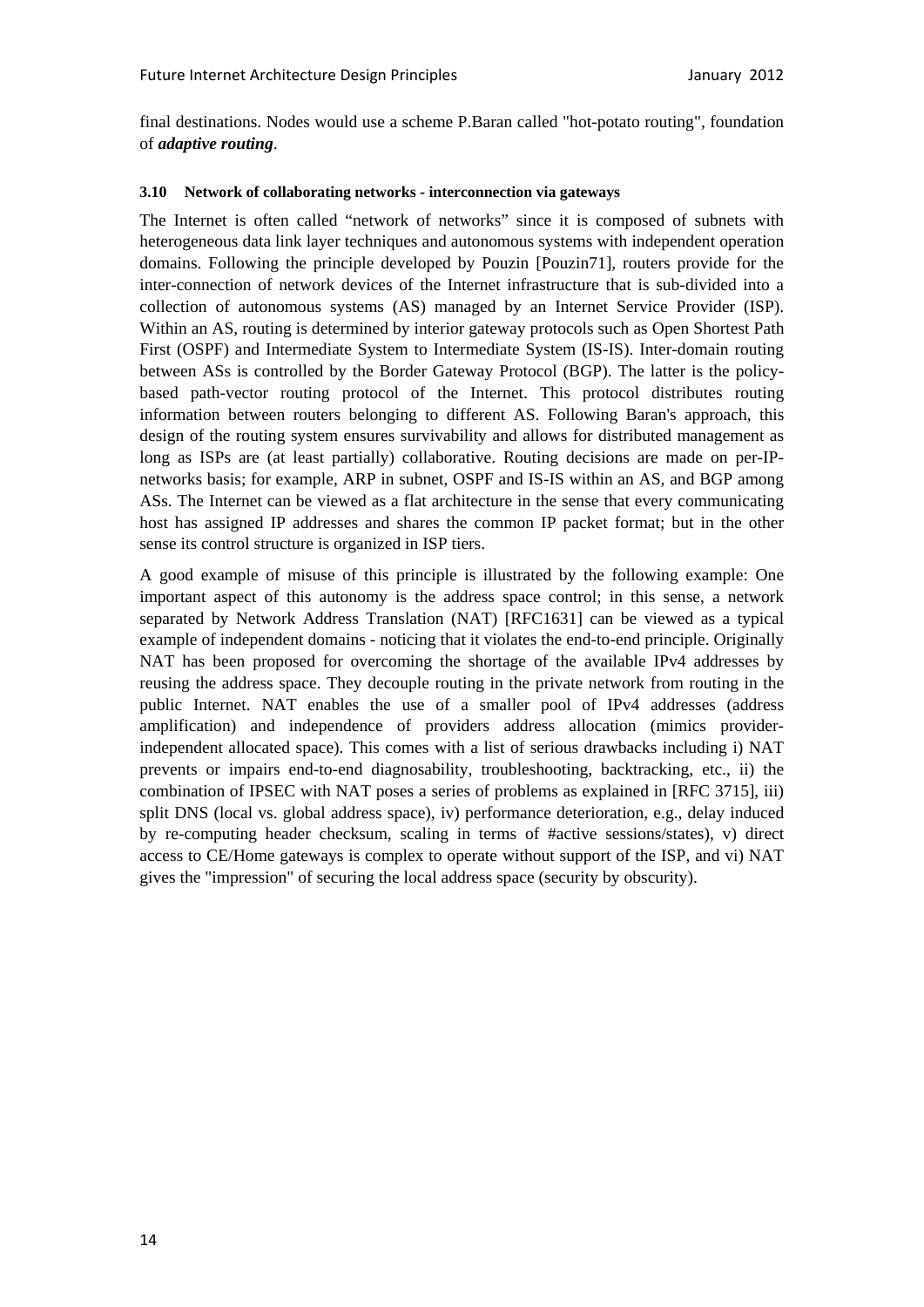final destinations. Nodes would use a scheme P.Baran called "hot-potato routing", foundation of ***adaptive routing***.

### 3.10 Network of collaborating networks - interconnection via gateways

The Internet is often called "network of networks" since it is composed of subnets with heterogeneous data link layer techniques and autonomous systems with independent operation domains. Following the principle developed by Pouzin [Pouzin71], routers provide for the inter-connection of network devices of the Internet infrastructure that is sub-divided into a collection of autonomous systems (AS) managed by an Internet Service Provider (ISP). Within an AS, routing is determined by interior gateway protocols such as Open Shortest Path First (OSPF) and Intermediate System to Intermediate System (IS-IS). Inter-domain routing between ASs is controlled by the Border Gateway Protocol (BGP). The latter is the policy-based path-vector routing protocol of the Internet. This protocol distributes routing information between routers belonging to different AS. Following Baran's approach, this design of the routing system ensures survivability and allows for distributed management as long as ISPs are (at least partially) collaborative. Routing decisions are made on per-IP-networks basis; for example, ARP in subnet, OSPF and IS-IS within an AS, and BGP among ASs. The Internet can be viewed as a flat architecture in the sense that every communicating host has assigned IP addresses and shares the common IP packet format; but in the other sense its control structure is organized in ISP tiers.

A good example of misuse of this principle is illustrated by the following example: One important aspect of this autonomy is the address space control; in this sense, a network separated by Network Address Translation (NAT) [RFC1631] can be viewed as a typical example of independent domains - noticing that it violates the end-to-end principle. Originally NAT has been proposed for overcoming the shortage of the available IPv4 addresses by reusing the address space. They decouple routing in the private network from routing in the public Internet. NAT enables the use of a smaller pool of IPv4 addresses (address amplification) and independence of providers address allocation (mimics provider-independent allocated space). This comes with a list of serious drawbacks including i) NAT prevents or impairs end-to-end diagnosability, troubleshooting, backtracking, etc., ii) the combination of IPSEC with NAT poses a series of problems as explained in [RFC 3715], iii) split DNS (local vs. global address space), iv) performance deterioration, e.g., delay induced by re-computing header checksum, scaling in terms of #active sessions/states), v) direct access to CE/Home gateways is complex to operate without support of the ISP, and vi) NAT gives the "impression" of securing the local address space (security by obscurity).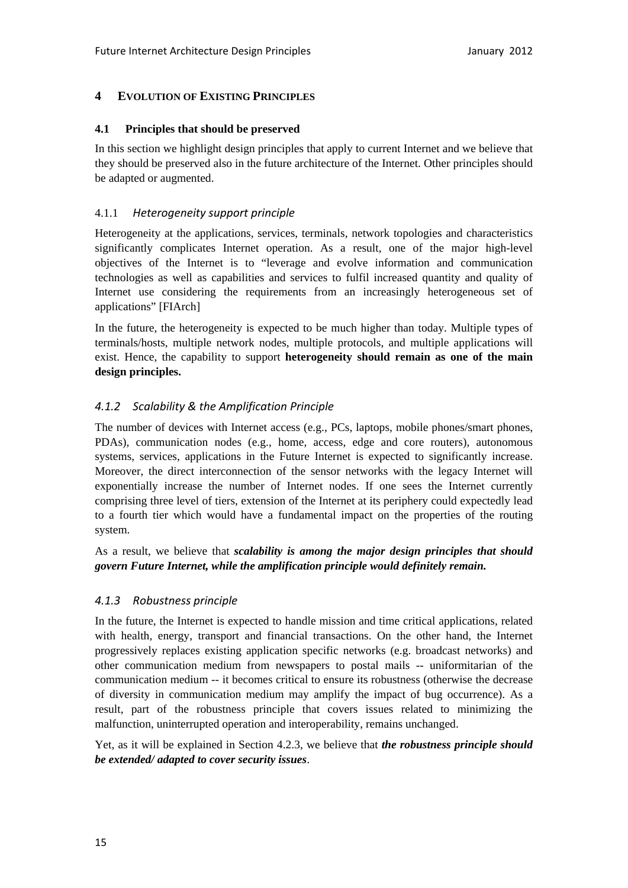# 4 Evolution of Existing Principles

## 4.1 Principles that should be preserved

In this section we highlight design principles that apply to current Internet and we believe that they should be preserved also in the future architecture of the Internet. Other principles should be adapted or augmented.

### 4.1.1 *Heterogeneity support principle*

Heterogeneity at the applications, services, terminals, network topologies and characteristics significantly complicates Internet operation. As a result, one of the major high-level objectives of the Internet is to "leverage and evolve information and communication technologies as well as capabilities and services to fulfil increased quantity and quality of Internet use considering the requirements from an increasingly heterogeneous set of applications" [FIArch]

In the future, the heterogeneity is expected to be much higher than today. Multiple types of terminals/hosts, multiple network nodes, multiple protocols, and multiple applications will exist. Hence, the capability to support **heterogeneity should remain as one of the main design principles.**

### *4.1.2 Scalability & the Amplification Principle*

The number of devices with Internet access (e.g., PCs, laptops, mobile phones/smart phones, PDAs), communication nodes (e.g., home, access, edge and core routers), autonomous systems, services, applications in the Future Internet is expected to significantly increase. Moreover, the direct interconnection of the sensor networks with the legacy Internet will exponentially increase the number of Internet nodes. If one sees the Internet currently comprising three level of tiers, extension of the Internet at its periphery could expectedly lead to a fourth tier which would have a fundamental impact on the properties of the routing system.

As a result, we believe that ***scalability is among the major design principles that should govern Future Internet, while the amplification principle would definitely remain.***

### *4.1.3 Robustness principle*

In the future, the Internet is expected to handle mission and time critical applications, related with health, energy, transport and financial transactions. On the other hand, the Internet progressively replaces existing application specific networks (e.g. broadcast networks) and other communication medium from newspapers to postal mails -- uniformitarian of the communication medium -- it becomes critical to ensure its robustness (otherwise the decrease of diversity in communication medium may amplify the impact of bug occurrence). As a result, part of the robustness principle that covers issues related to minimizing the malfunction, uninterrupted operation and interoperability, remains unchanged.

Yet, as it will be explained in Section 4.2.3, we believe that ***the robustness principle should be extended/ adapted to cover security issues***.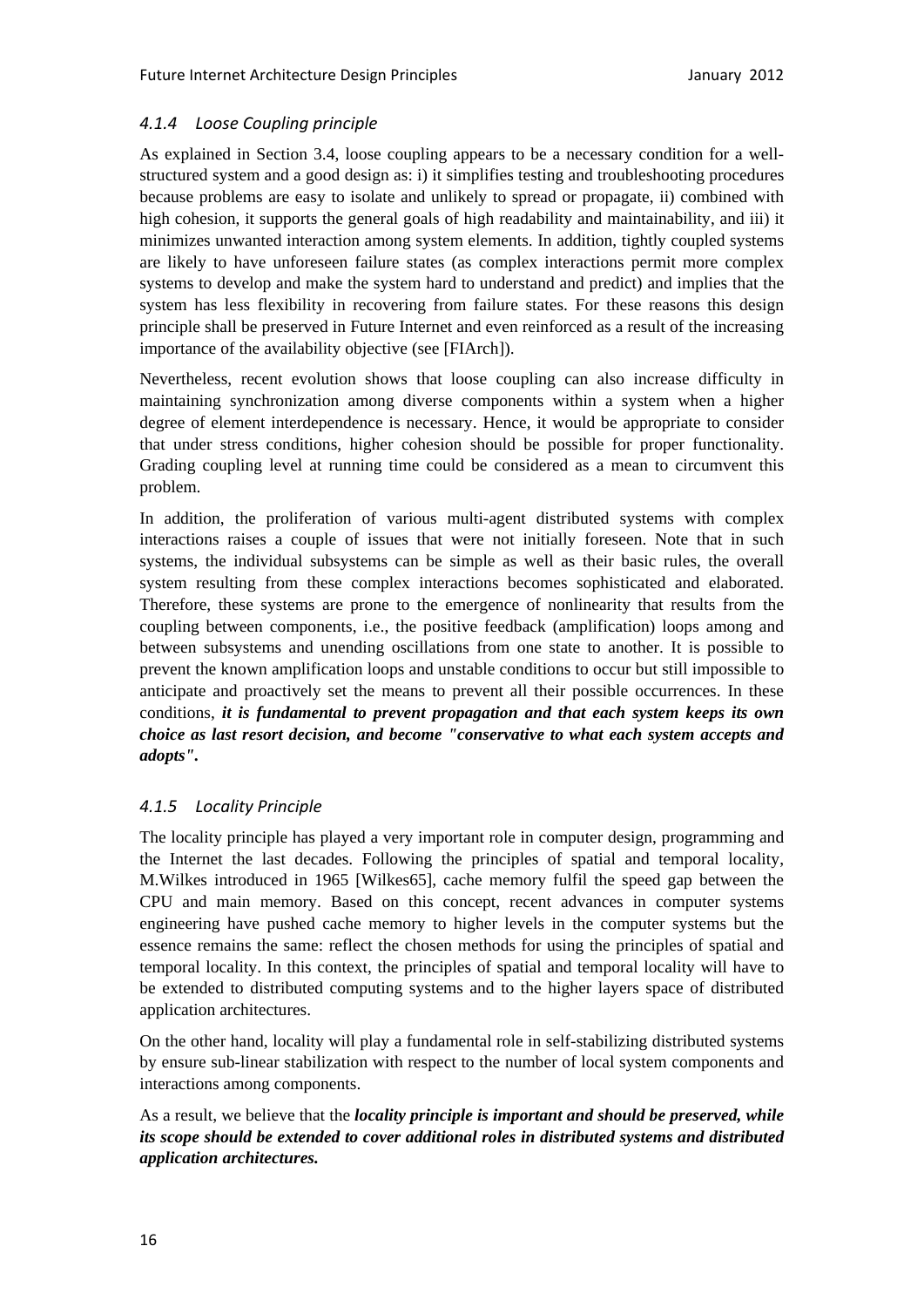### *4.1.4 Loose Coupling principle*

As explained in Section 3.4, loose coupling appears to be a necessary condition for a well-structured system and a good design as: i) it simplifies testing and troubleshooting procedures because problems are easy to isolate and unlikely to spread or propagate, ii) combined with high cohesion, it supports the general goals of high readability and maintainability, and iii) it minimizes unwanted interaction among system elements. In addition, tightly coupled systems are likely to have unforeseen failure states (as complex interactions permit more complex systems to develop and make the system hard to understand and predict) and implies that the system has less flexibility in recovering from failure states. For these reasons this design principle shall be preserved in Future Internet and even reinforced as a result of the increasing importance of the availability objective (see [FIArch]).

Nevertheless, recent evolution shows that loose coupling can also increase difficulty in maintaining synchronization among diverse components within a system when a higher degree of element interdependence is necessary. Hence, it would be appropriate to consider that under stress conditions, higher cohesion should be possible for proper functionality. Grading coupling level at running time could be considered as a mean to circumvent this problem.

In addition, the proliferation of various multi-agent distributed systems with complex interactions raises a couple of issues that were not initially foreseen. Note that in such systems, the individual subsystems can be simple as well as their basic rules, the overall system resulting from these complex interactions becomes sophisticated and elaborated. Therefore, these systems are prone to the emergence of nonlinearity that results from the coupling between components, i.e., the positive feedback (amplification) loops among and between subsystems and unending oscillations from one state to another. It is possible to prevent the known amplification loops and unstable conditions to occur but still impossible to anticipate and proactively set the means to prevent all their possible occurrences. In these conditions, ***it is fundamental to prevent propagation and that each system keeps its own choice as last resort decision, and become "conservative to what each system accepts and adopts".***

### *4.1.5 Locality Principle*

The locality principle has played a very important role in computer design, programming and the Internet the last decades. Following the principles of spatial and temporal locality, M.Wilkes introduced in 1965 [Wilkes65], cache memory fulfil the speed gap between the CPU and main memory. Based on this concept, recent advances in computer systems engineering have pushed cache memory to higher levels in the computer systems but the essence remains the same: reflect the chosen methods for using the principles of spatial and temporal locality. In this context, the principles of spatial and temporal locality will have to be extended to distributed computing systems and to the higher layers space of distributed application architectures.

On the other hand, locality will play a fundamental role in self-stabilizing distributed systems by ensure sub-linear stabilization with respect to the number of local system components and interactions among components.

As a result, we believe that the ***locality principle is important and should be preserved, while its scope should be extended to cover additional roles in distributed systems and distributed application architectures.***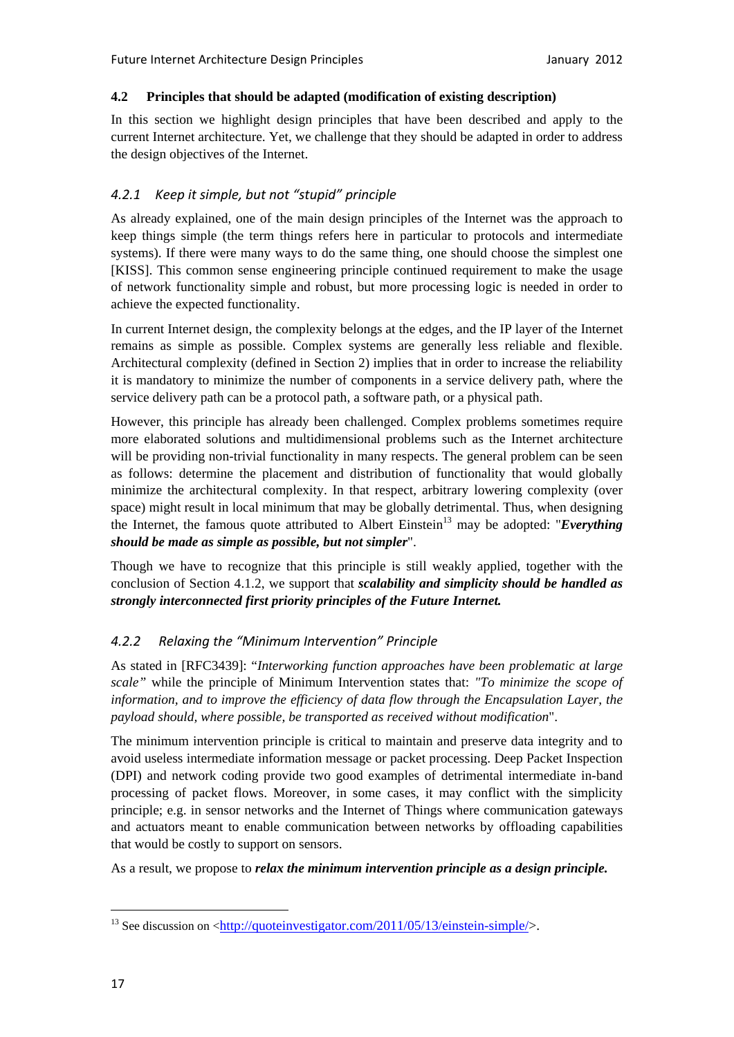### 4.2 Principles that should be adapted (modification of existing description)

In this section we highlight design principles that have been described and apply to the current Internet architecture. Yet, we challenge that they should be adapted in order to address the design objectives of the Internet.

#### *4.2.1 Keep it simple, but not "stupid" principle*

As already explained, one of the main design principles of the Internet was the approach to keep things simple (the term things refers here in particular to protocols and intermediate systems). If there were many ways to do the same thing, one should choose the simplest one [KISS]. This common sense engineering principle continued requirement to make the usage of network functionality simple and robust, but more processing logic is needed in order to achieve the expected functionality.

In current Internet design, the complexity belongs at the edges, and the IP layer of the Internet remains as simple as possible. Complex systems are generally less reliable and flexible. Architectural complexity (defined in Section 2) implies that in order to increase the reliability it is mandatory to minimize the number of components in a service delivery path, where the service delivery path can be a protocol path, a software path, or a physical path.

However, this principle has already been challenged. Complex problems sometimes require more elaborated solutions and multidimensional problems such as the Internet architecture will be providing non-trivial functionality in many respects. The general problem can be seen as follows: determine the placement and distribution of functionality that would globally minimize the architectural complexity. In that respect, arbitrary lowering complexity (over space) might result in local minimum that may be globally detrimental. Thus, when designing the Internet, the famous quote attributed to Albert Einstein[13] may be adopted: "***Everything should be made as simple as possible, but not simpler***".

Though we have to recognize that this principle is still weakly applied, together with the conclusion of Section 4.1.2, we support that ***scalability and simplicity should be handled as strongly interconnected first priority principles of the Future Internet.***

#### *4.2.2 Relaxing the "Minimum Intervention" Principle*

As stated in [RFC3439]: "*Interworking function approaches have been problematic at large scale*" while the principle of Minimum Intervention states that: *"To minimize the scope of information, and to improve the efficiency of data flow through the Encapsulation Layer, the payload should, where possible, be transported as received without modification*".

The minimum intervention principle is critical to maintain and preserve data integrity and to avoid useless intermediate information message or packet processing. Deep Packet Inspection (DPI) and network coding provide two good examples of detrimental intermediate in-band processing of packet flows. Moreover, in some cases, it may conflict with the simplicity principle; e.g. in sensor networks and the Internet of Things where communication gateways and actuators meant to enable communication between networks by offloading capabilities that would be costly to support on sensors.

As a result, we propose to ***relax the minimum intervention principle as a design principle.***

---

[13] See discussion on <http://quoteinvestigator.com/2011/05/13/einstein-simple/>.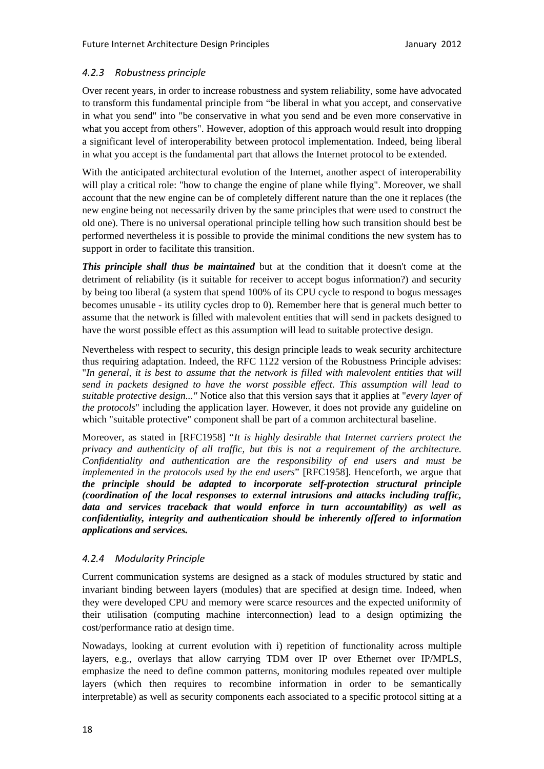### *4.2.3 Robustness principle*

Over recent years, in order to increase robustness and system reliability, some have advocated to transform this fundamental principle from "be liberal in what you accept, and conservative in what you send" into "be conservative in what you send and be even more conservative in what you accept from others". However, adoption of this approach would result into dropping a significant level of interoperability between protocol implementation. Indeed, being liberal in what you accept is the fundamental part that allows the Internet protocol to be extended.

With the anticipated architectural evolution of the Internet, another aspect of interoperability will play a critical role: "how to change the engine of plane while flying". Moreover, we shall account that the new engine can be of completely different nature than the one it replaces (the new engine being not necessarily driven by the same principles that were used to construct the old one). There is no universal operational principle telling how such transition should best be performed nevertheless it is possible to provide the minimal conditions the new system has to support in order to facilitate this transition.

***This principle shall thus be maintained*** but at the condition that it doesn't come at the detriment of reliability (is it suitable for receiver to accept bogus information?) and security by being too liberal (a system that spend 100% of its CPU cycle to respond to bogus messages becomes unusable - its utility cycles drop to 0). Remember here that is general much better to assume that the network is filled with malevolent entities that will send in packets designed to have the worst possible effect as this assumption will lead to suitable protective design.

Nevertheless with respect to security, this design principle leads to weak security architecture thus requiring adaptation. Indeed, the RFC 1122 version of the Robustness Principle advises: "*In general, it is best to assume that the network is filled with malevolent entities that will send in packets designed to have the worst possible effect. This assumption will lead to suitable protective design..."* Notice also that this version says that it applies at "*every layer of the protocols*" including the application layer. However, it does not provide any guideline on which "suitable protective" component shall be part of a common architectural baseline.

Moreover, as stated in [RFC1958] "*It is highly desirable that Internet carriers protect the privacy and authenticity of all traffic, but this is not a requirement of the architecture. Confidentiality and authentication are the responsibility of end users and must be implemented in the protocols used by the end users*" [RFC1958]. Henceforth, we argue that ***the principle should be adapted to incorporate self-protection structural principle (coordination of the local responses to external intrusions and attacks including traffic, data and services traceback that would enforce in turn accountability) as well as confidentiality, integrity and authentication should be inherently offered to information applications and services.***

### *4.2.4 Modularity Principle*

Current communication systems are designed as a stack of modules structured by static and invariant binding between layers (modules) that are specified at design time. Indeed, when they were developed CPU and memory were scarce resources and the expected uniformity of their utilisation (computing machine interconnection) lead to a design optimizing the cost/performance ratio at design time.

Nowadays, looking at current evolution with i) repetition of functionality across multiple layers, e.g., overlays that allow carrying TDM over IP over Ethernet over IP/MPLS, emphasize the need to define common patterns, monitoring modules repeated over multiple layers (which then requires to recombine information in order to be semantically interpretable) as well as security components each associated to a specific protocol sitting at a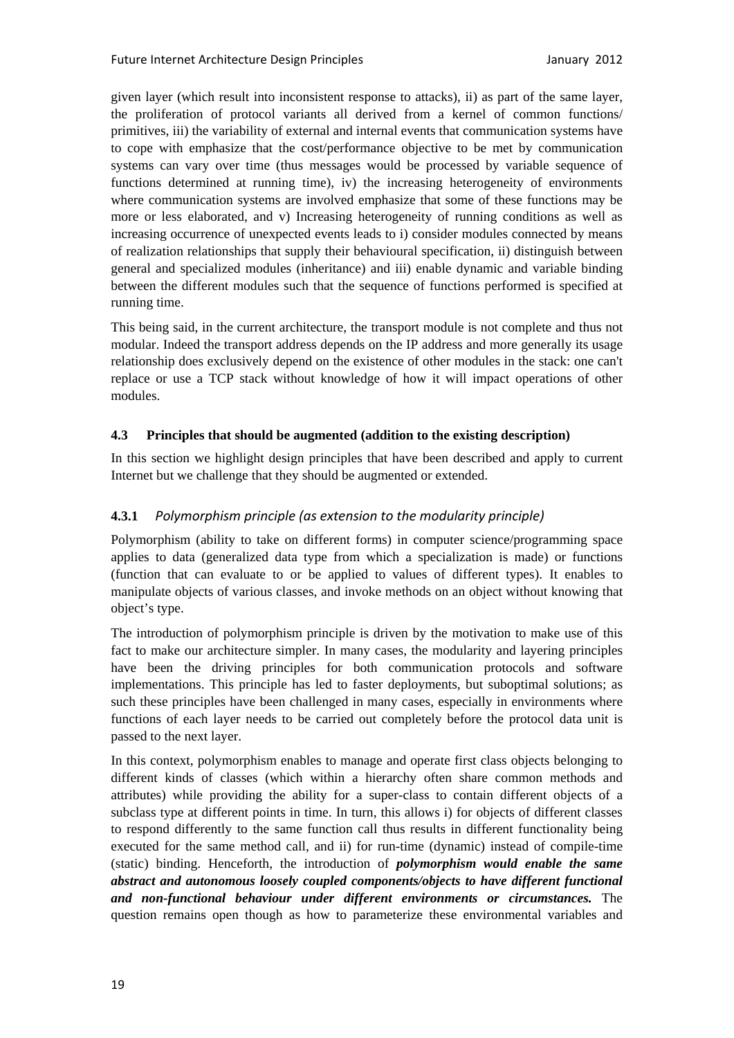given layer (which result into inconsistent response to attacks), ii) as part of the same layer, the proliferation of protocol variants all derived from a kernel of common functions/ primitives, iii) the variability of external and internal events that communication systems have to cope with emphasize that the cost/performance objective to be met by communication systems can vary over time (thus messages would be processed by variable sequence of functions determined at running time), iv) the increasing heterogeneity of environments where communication systems are involved emphasize that some of these functions may be more or less elaborated, and v) Increasing heterogeneity of running conditions as well as increasing occurrence of unexpected events leads to i) consider modules connected by means of realization relationships that supply their behavioural specification, ii) distinguish between general and specialized modules (inheritance) and iii) enable dynamic and variable binding between the different modules such that the sequence of functions performed is specified at running time.

This being said, in the current architecture, the transport module is not complete and thus not modular. Indeed the transport address depends on the IP address and more generally its usage relationship does exclusively depend on the existence of other modules in the stack: one can't replace or use a TCP stack without knowledge of how it will impact operations of other modules.

### 4.3 Principles that should be augmented (addition to the existing description)

In this section we highlight design principles that have been described and apply to current Internet but we challenge that they should be augmented or extended.

#### 4.3.1 *Polymorphism principle (as extension to the modularity principle)*

Polymorphism (ability to take on different forms) in computer science/programming space applies to data (generalized data type from which a specialization is made) or functions (function that can evaluate to or be applied to values of different types). It enables to manipulate objects of various classes, and invoke methods on an object without knowing that object's type.

The introduction of polymorphism principle is driven by the motivation to make use of this fact to make our architecture simpler. In many cases, the modularity and layering principles have been the driving principles for both communication protocols and software implementations. This principle has led to faster deployments, but suboptimal solutions; as such these principles have been challenged in many cases, especially in environments where functions of each layer needs to be carried out completely before the protocol data unit is passed to the next layer.

In this context, polymorphism enables to manage and operate first class objects belonging to different kinds of classes (which within a hierarchy often share common methods and attributes) while providing the ability for a super-class to contain different objects of a subclass type at different points in time. In turn, this allows i) for objects of different classes to respond differently to the same function call thus results in different functionality being executed for the same method call, and ii) for run-time (dynamic) instead of compile-time (static) binding. Henceforth, the introduction of ***polymorphism would enable the same abstract and autonomous loosely coupled components/objects to have different functional and non-functional behaviour under different environments or circumstances.*** The question remains open though as how to parameterize these environmental variables and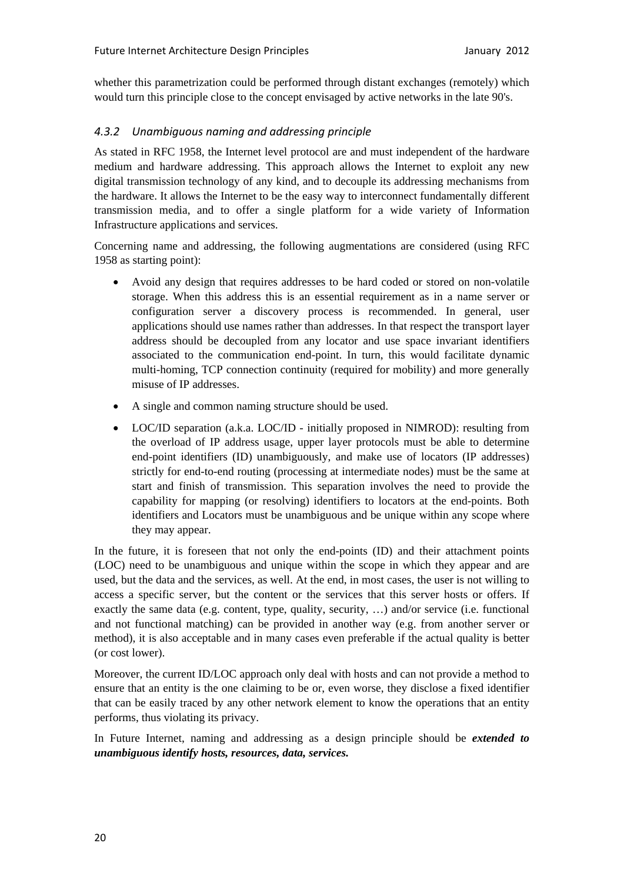whether this parametrization could be performed through distant exchanges (remotely) which would turn this principle close to the concept envisaged by active networks in the late 90's.

### *4.3.2 Unambiguous naming and addressing principle*

As stated in RFC 1958, the Internet level protocol are and must independent of the hardware medium and hardware addressing. This approach allows the Internet to exploit any new digital transmission technology of any kind, and to decouple its addressing mechanisms from the hardware. It allows the Internet to be the easy way to interconnect fundamentally different transmission media, and to offer a single platform for a wide variety of Information Infrastructure applications and services.

Concerning name and addressing, the following augmentations are considered (using RFC 1958 as starting point):

- Avoid any design that requires addresses to be hard coded or stored on non-volatile storage. When this address this is an essential requirement as in a name server or configuration server a discovery process is recommended. In general, user applications should use names rather than addresses. In that respect the transport layer address should be decoupled from any locator and use space invariant identifiers associated to the communication end-point. In turn, this would facilitate dynamic multi-homing, TCP connection continuity (required for mobility) and more generally misuse of IP addresses.
- A single and common naming structure should be used.
- LOC/ID separation (a.k.a. LOC/ID - initially proposed in NIMROD): resulting from the overload of IP address usage, upper layer protocols must be able to determine end-point identifiers (ID) unambiguously, and make use of locators (IP addresses) strictly for end-to-end routing (processing at intermediate nodes) must be the same at start and finish of transmission. This separation involves the need to provide the capability for mapping (or resolving) identifiers to locators at the end-points. Both identifiers and Locators must be unambiguous and be unique within any scope where they may appear.

In the future, it is foreseen that not only the end-points (ID) and their attachment points (LOC) need to be unambiguous and unique within the scope in which they appear and are used, but the data and the services, as well. At the end, in most cases, the user is not willing to access a specific server, but the content or the services that this server hosts or offers. If exactly the same data (e.g. content, type, quality, security, …) and/or service (i.e. functional and not functional matching) can be provided in another way (e.g. from another server or method), it is also acceptable and in many cases even preferable if the actual quality is better (or cost lower).

Moreover, the current ID/LOC approach only deal with hosts and can not provide a method to ensure that an entity is the one claiming to be or, even worse, they disclose a fixed identifier that can be easily traced by any other network element to know the operations that an entity performs, thus violating its privacy.

In Future Internet, naming and addressing as a design principle should be ***extended to unambiguous identify hosts, resources, data, services.***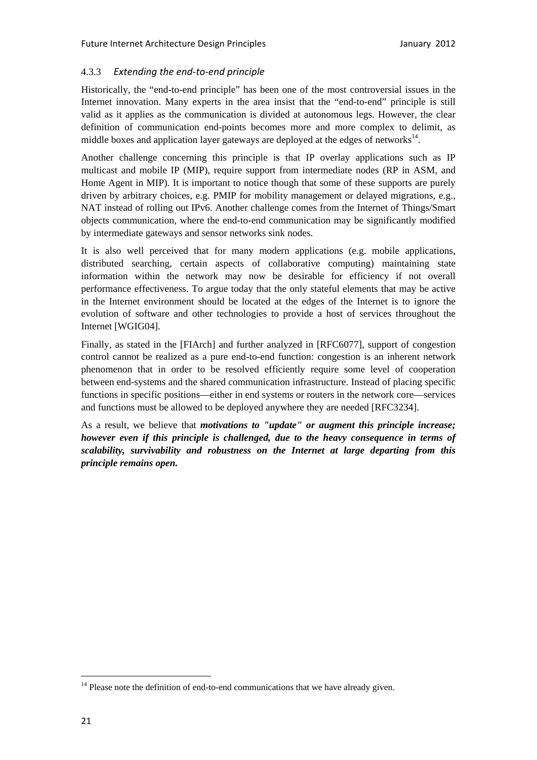### 4.3.3 *Extending the end-to-end principle*

Historically, the "end-to-end principle" has been one of the most controversial issues in the Internet innovation. Many experts in the area insist that the "end-to-end" principle is still valid as it applies as the communication is divided at autonomous legs. However, the clear definition of communication end-points becomes more and more complex to delimit, as middle boxes and application layer gateways are deployed at the edges of networks[14].

Another challenge concerning this principle is that IP overlay applications such as IP multicast and mobile IP (MIP), require support from intermediate nodes (RP in ASM, and Home Agent in MIP). It is important to notice though that some of these supports are purely driven by arbitrary choices, e.g. PMIP for mobility management or delayed migrations, e.g., NAT instead of rolling out IPv6. Another challenge comes from the Internet of Things/Smart objects communication, where the end-to-end communication may be significantly modified by intermediate gateways and sensor networks sink nodes.

It is also well perceived that for many modern applications (e.g. mobile applications, distributed searching, certain aspects of collaborative computing) maintaining state information within the network may now be desirable for efficiency if not overall performance effectiveness. To argue today that the only stateful elements that may be active in the Internet environment should be located at the edges of the Internet is to ignore the evolution of software and other technologies to provide a host of services throughout the Internet [WGIG04].

Finally, as stated in the [FIArch] and further analyzed in [RFC6077], support of congestion control cannot be realized as a pure end-to-end function: congestion is an inherent network phenomenon that in order to be resolved efficiently require some level of cooperation between end-systems and the shared communication infrastructure. Instead of placing specific functions in specific positions—either in end systems or routers in the network core—services and functions must be allowed to be deployed anywhere they are needed [RFC3234].

As a result, we believe that ***motivations to "update" or augment this principle increase; however even if this principle is challenged, due to the heavy consequence in terms of scalability, survivability and robustness on the Internet at large departing from this principle remains open.***

---

[14] Please note the definition of end-to-end communications that we have already given.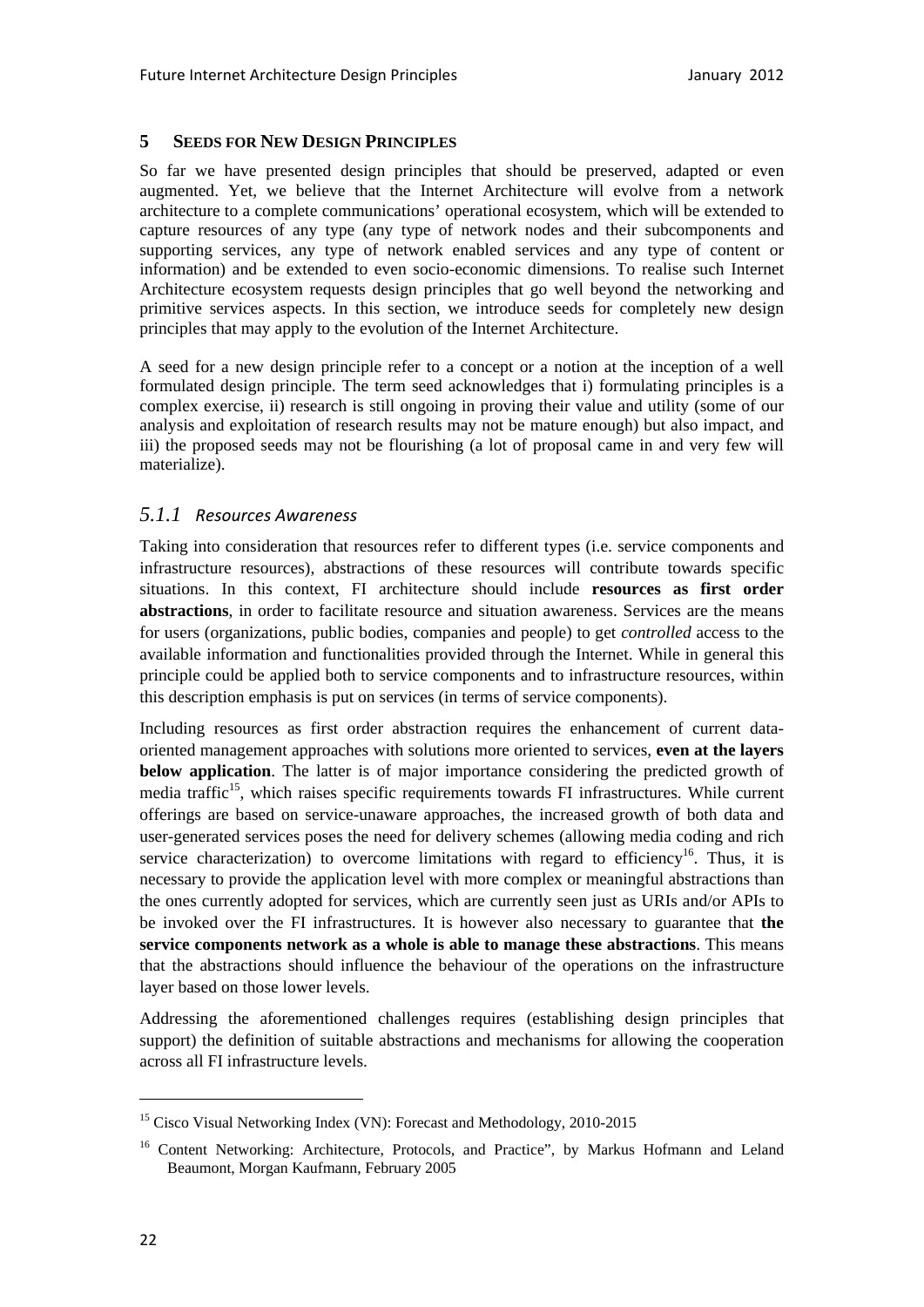# 5 SEEDS FOR NEW DESIGN PRINCIPLES

So far we have presented design principles that should be preserved, adapted or even augmented. Yet, we believe that the Internet Architecture will evolve from a network architecture to a complete communications' operational ecosystem, which will be extended to capture resources of any type (any type of network nodes and their subcomponents and supporting services, any type of network enabled services and any type of content or information) and be extended to even socio-economic dimensions. To realise such Internet Architecture ecosystem requests design principles that go well beyond the networking and primitive services aspects. In this section, we introduce seeds for completely new design principles that may apply to the evolution of the Internet Architecture.

A seed for a new design principle refer to a concept or a notion at the inception of a well formulated design principle. The term seed acknowledges that i) formulating principles is a complex exercise, ii) research is still ongoing in proving their value and utility (some of our analysis and exploitation of research results may not be mature enough) but also impact, and iii) the proposed seeds may not be flourishing (a lot of proposal came in and very few will materialize).

### *5.1.1 Resources Awareness*

Taking into consideration that resources refer to different types (i.e. service components and infrastructure resources), abstractions of these resources will contribute towards specific situations. In this context, FI architecture should include **resources as first order abstractions**, in order to facilitate resource and situation awareness. Services are the means for users (organizations, public bodies, companies and people) to get *controlled* access to the available information and functionalities provided through the Internet. While in general this principle could be applied both to service components and to infrastructure resources, within this description emphasis is put on services (in terms of service components).

Including resources as first order abstraction requires the enhancement of current data-oriented management approaches with solutions more oriented to services, **even at the layers below application**. The latter is of major importance considering the predicted growth of media traffic[15], which raises specific requirements towards FI infrastructures. While current offerings are based on service-unaware approaches, the increased growth of both data and user-generated services poses the need for delivery schemes (allowing media coding and rich service characterization) to overcome limitations with regard to efficiency[16]. Thus, it is necessary to provide the application level with more complex or meaningful abstractions than the ones currently adopted for services, which are currently seen just as URIs and/or APIs to be invoked over the FI infrastructures. It is however also necessary to guarantee that **the service components network as a whole is able to manage these abstractions**. This means that the abstractions should influence the behaviour of the operations on the infrastructure layer based on those lower levels.

Addressing the aforementioned challenges requires (establishing design principles that support) the definition of suitable abstractions and mechanisms for allowing the cooperation across all FI infrastructure levels.

---

[15] Cisco Visual Networking Index (VN): Forecast and Methodology, 2010-2015

[16] Content Networking: Architecture, Protocols, and Practice", by Markus Hofmann and Leland Beaumont, Morgan Kaufmann, February 2005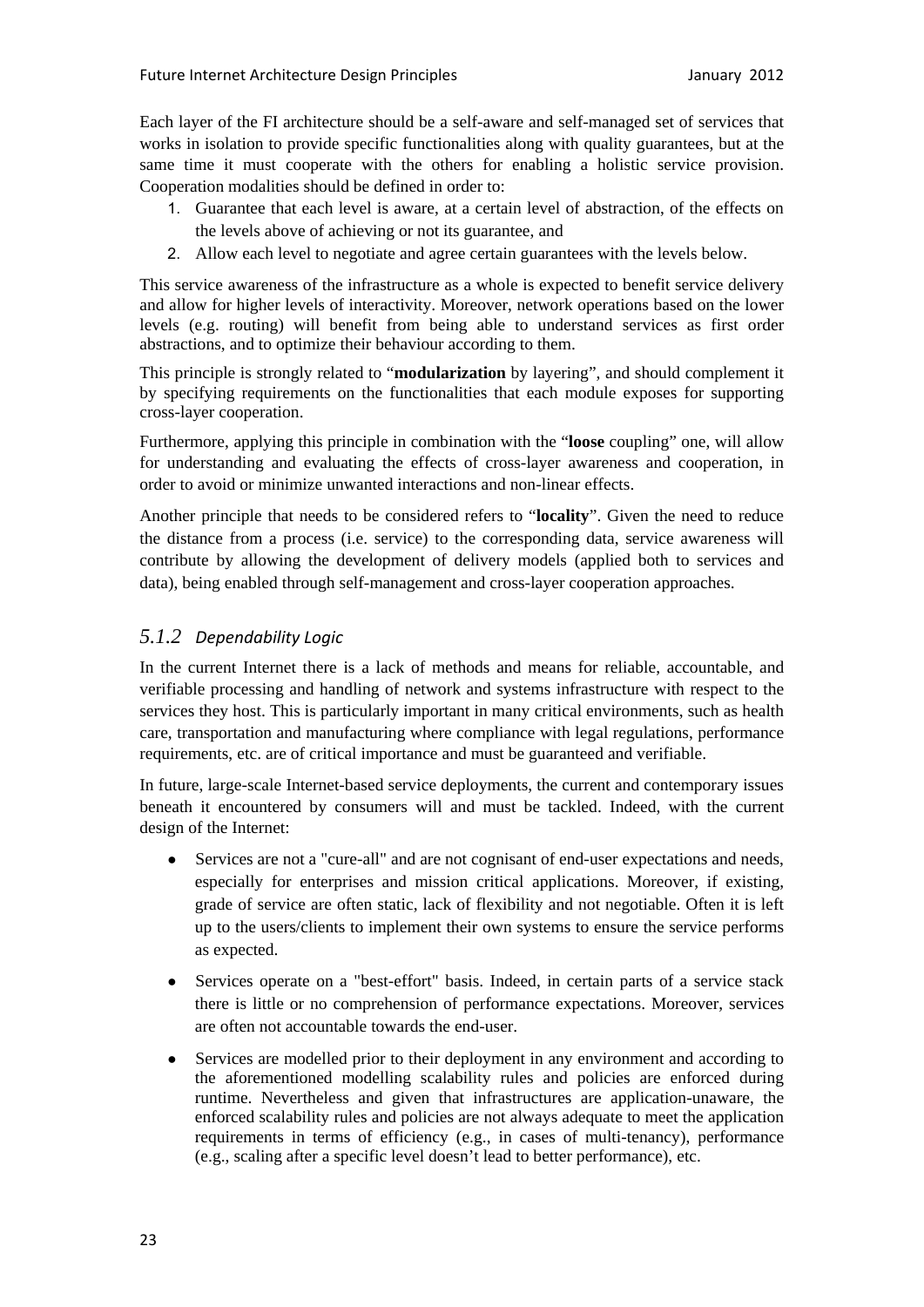Each layer of the FI architecture should be a self-aware and self-managed set of services that works in isolation to provide specific functionalities along with quality guarantees, but at the same time it must cooperate with the others for enabling a holistic service provision. Cooperation modalities should be defined in order to:

1. Guarantee that each level is aware, at a certain level of abstraction, of the effects on the levels above of achieving or not its guarantee, and
2. Allow each level to negotiate and agree certain guarantees with the levels below.

This service awareness of the infrastructure as a whole is expected to benefit service delivery and allow for higher levels of interactivity. Moreover, network operations based on the lower levels (e.g. routing) will benefit from being able to understand services as first order abstractions, and to optimize their behaviour according to them.

This principle is strongly related to "**modularization** by layering", and should complement it by specifying requirements on the functionalities that each module exposes for supporting cross-layer cooperation.

Furthermore, applying this principle in combination with the "**loose** coupling" one, will allow for understanding and evaluating the effects of cross-layer awareness and cooperation, in order to avoid or minimize unwanted interactions and non-linear effects.

Another principle that needs to be considered refers to "**locality**". Given the need to reduce the distance from a process (i.e. service) to the corresponding data, service awareness will contribute by allowing the development of delivery models (applied both to services and data), being enabled through self-management and cross-layer cooperation approaches.

### *5.1.2 Dependability Logic*

In the current Internet there is a lack of methods and means for reliable, accountable, and verifiable processing and handling of network and systems infrastructure with respect to the services they host. This is particularly important in many critical environments, such as health care, transportation and manufacturing where compliance with legal regulations, performance requirements, etc. are of critical importance and must be guaranteed and verifiable.

In future, large-scale Internet-based service deployments, the current and contemporary issues beneath it encountered by consumers will and must be tackled. Indeed, with the current design of the Internet:

- Services are not a "cure-all" and are not cognisant of end-user expectations and needs, especially for enterprises and mission critical applications. Moreover, if existing, grade of service are often static, lack of flexibility and not negotiable. Often it is left up to the users/clients to implement their own systems to ensure the service performs as expected.
- Services operate on a "best-effort" basis. Indeed, in certain parts of a service stack there is little or no comprehension of performance expectations. Moreover, services are often not accountable towards the end-user.
- Services are modelled prior to their deployment in any environment and according to the aforementioned modelling scalability rules and policies are enforced during runtime. Nevertheless and given that infrastructures are application-unaware, the enforced scalability rules and policies are not always adequate to meet the application requirements in terms of efficiency (e.g., in cases of multi-tenancy), performance (e.g., scaling after a specific level doesn't lead to better performance), etc.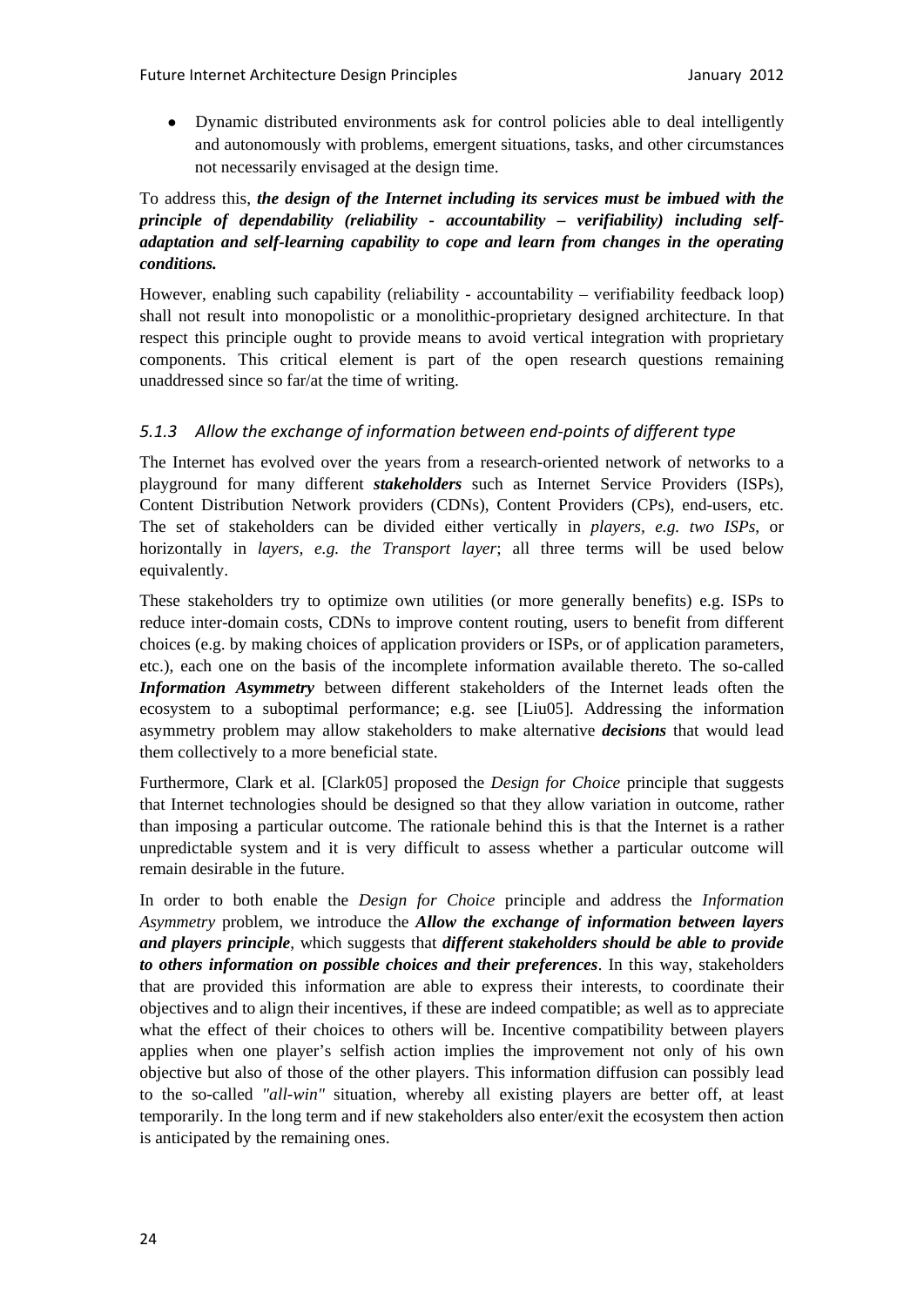- Dynamic distributed environments ask for control policies able to deal intelligently and autonomously with problems, emergent situations, tasks, and other circumstances not necessarily envisaged at the design time.

To address this, ***the design of the Internet including its services must be imbued with the principle of dependability (reliability - accountability – verifiability) including self-adaptation and self-learning capability to cope and learn from changes in the operating conditions.***

However, enabling such capability (reliability - accountability – verifiability feedback loop) shall not result into monopolistic or a monolithic-proprietary designed architecture. In that respect this principle ought to provide means to avoid vertical integration with proprietary components. This critical element is part of the open research questions remaining unaddressed since so far/at the time of writing.

### *5.1.3 Allow the exchange of information between end-points of different type*

The Internet has evolved over the years from a research-oriented network of networks to a playground for many different ***stakeholders*** such as Internet Service Providers (ISPs), Content Distribution Network providers (CDNs), Content Providers (CPs), end-users, etc. The set of stakeholders can be divided either vertically in *players, e.g. two ISPs*, or horizontally in *layers, e.g. the Transport layer*; all three terms will be used below equivalently.

These stakeholders try to optimize own utilities (or more generally benefits) e.g. ISPs to reduce inter-domain costs, CDNs to improve content routing, users to benefit from different choices (e.g. by making choices of application providers or ISPs, or of application parameters, etc.), each one on the basis of the incomplete information available thereto. The so-called ***Information Asymmetry*** between different stakeholders of the Internet leads often the ecosystem to a suboptimal performance; e.g. see [Liu05]. Addressing the information asymmetry problem may allow stakeholders to make alternative ***decisions*** that would lead them collectively to a more beneficial state.

Furthermore, Clark et al. [Clark05] proposed the *Design for Choice* principle that suggests that Internet technologies should be designed so that they allow variation in outcome, rather than imposing a particular outcome. The rationale behind this is that the Internet is a rather unpredictable system and it is very difficult to assess whether a particular outcome will remain desirable in the future.

In order to both enable the *Design for Choice* principle and address the *Information Asymmetry* problem, we introduce the ***Allow the exchange of information between layers and players principle***, which suggests that ***different stakeholders should be able to provide to others information on possible choices and their preferences***. In this way, stakeholders that are provided this information are able to express their interests, to coordinate their objectives and to align their incentives, if these are indeed compatible; as well as to appreciate what the effect of their choices to others will be. Incentive compatibility between players applies when one player's selfish action implies the improvement not only of his own objective but also of those of the other players. This information diffusion can possibly lead to the so-called *"all-win"* situation, whereby all existing players are better off, at least temporarily. In the long term and if new stakeholders also enter/exit the ecosystem then action is anticipated by the remaining ones.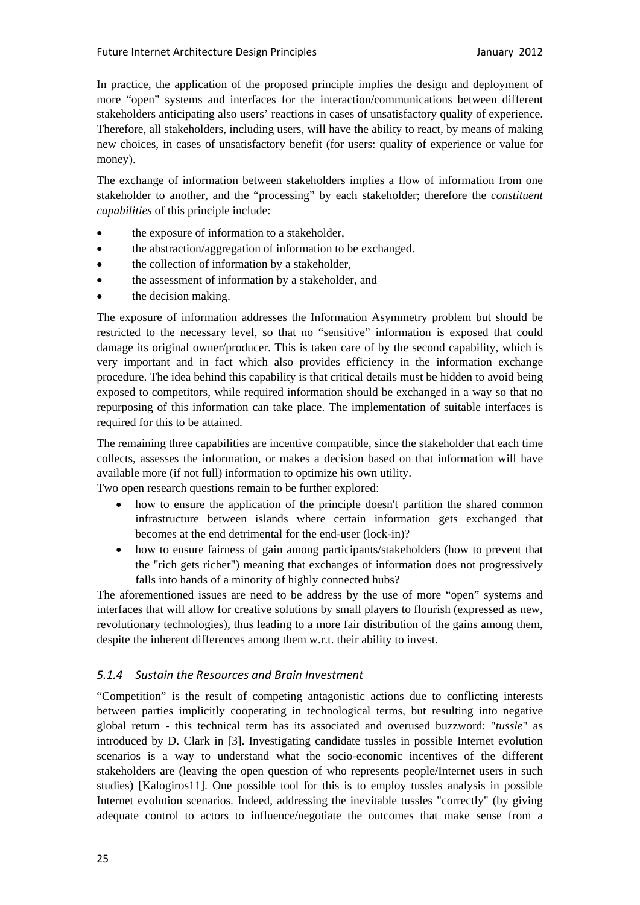In practice, the application of the proposed principle implies the design and deployment of more "open" systems and interfaces for the interaction/communications between different stakeholders anticipating also users' reactions in cases of unsatisfactory quality of experience. Therefore, all stakeholders, including users, will have the ability to react, by means of making new choices, in cases of unsatisfactory benefit (for users: quality of experience or value for money).

The exchange of information between stakeholders implies a flow of information from one stakeholder to another, and the "processing" by each stakeholder; therefore the *constituent capabilities* of this principle include:

- the exposure of information to a stakeholder,
- the abstraction/aggregation of information to be exchanged.
- the collection of information by a stakeholder,
- the assessment of information by a stakeholder, and
- the decision making.

The exposure of information addresses the Information Asymmetry problem but should be restricted to the necessary level, so that no "sensitive" information is exposed that could damage its original owner/producer. This is taken care of by the second capability, which is very important and in fact which also provides efficiency in the information exchange procedure. The idea behind this capability is that critical details must be hidden to avoid being exposed to competitors, while required information should be exchanged in a way so that no repurposing of this information can take place. The implementation of suitable interfaces is required for this to be attained.

The remaining three capabilities are incentive compatible, since the stakeholder that each time collects, assesses the information, or makes a decision based on that information will have available more (if not full) information to optimize his own utility.
Two open research questions remain to be further explored:

- how to ensure the application of the principle doesn't partition the shared common infrastructure between islands where certain information gets exchanged that becomes at the end detrimental for the end-user (lock-in)?
- how to ensure fairness of gain among participants/stakeholders (how to prevent that the "rich gets richer") meaning that exchanges of information does not progressively falls into hands of a minority of highly connected hubs?

The aforementioned issues are need to be address by the use of more "open" systems and interfaces that will allow for creative solutions by small players to flourish (expressed as new, revolutionary technologies), thus leading to a more fair distribution of the gains among them, despite the inherent differences among them w.r.t. their ability to invest.

### *5.1.4 Sustain the Resources and Brain Investment*

"Competition" is the result of competing antagonistic actions due to conflicting interests between parties implicitly cooperating in technological terms, but resulting into negative global return - this technical term has its associated and overused buzzword: "*tussle*" as introduced by D. Clark in [3]. Investigating candidate tussles in possible Internet evolution scenarios is a way to understand what the socio-economic incentives of the different stakeholders are (leaving the open question of who represents people/Internet users in such studies) [Kalogiros11]. One possible tool for this is to employ tussles analysis in possible Internet evolution scenarios. Indeed, addressing the inevitable tussles "correctly" (by giving adequate control to actors to influence/negotiate the outcomes that make sense from a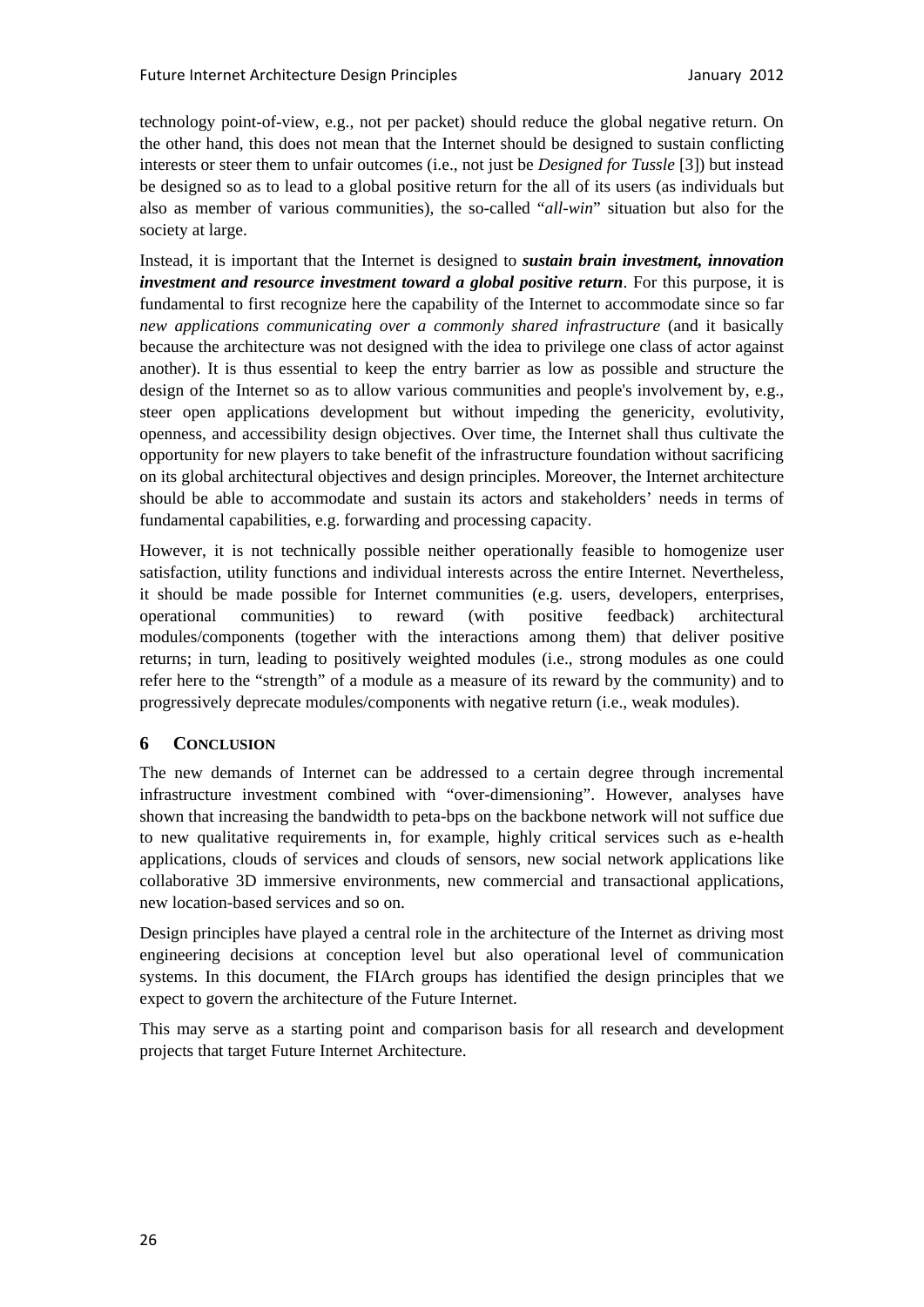technology point-of-view, e.g., not per packet) should reduce the global negative return. On the other hand, this does not mean that the Internet should be designed to sustain conflicting interests or steer them to unfair outcomes (i.e., not just be *Designed for Tussle* [3]) but instead be designed so as to lead to a global positive return for the all of its users (as individuals but also as member of various communities), the so-called "*all-win*" situation but also for the society at large.

Instead, it is important that the Internet is designed to ***sustain brain investment, innovation investment and resource investment toward a global positive return***. For this purpose, it is fundamental to first recognize here the capability of the Internet to accommodate since so far *new applications communicating over a commonly shared infrastructure* (and it basically because the architecture was not designed with the idea to privilege one class of actor against another). It is thus essential to keep the entry barrier as low as possible and structure the design of the Internet so as to allow various communities and people's involvement by, e.g., steer open applications development but without impeding the genericity, evolutivity, openness, and accessibility design objectives. Over time, the Internet shall thus cultivate the opportunity for new players to take benefit of the infrastructure foundation without sacrificing on its global architectural objectives and design principles. Moreover, the Internet architecture should be able to accommodate and sustain its actors and stakeholders' needs in terms of fundamental capabilities, e.g. forwarding and processing capacity.

However, it is not technically possible neither operationally feasible to homogenize user satisfaction, utility functions and individual interests across the entire Internet. Nevertheless, it should be made possible for Internet communities (e.g. users, developers, enterprises, operational communities) to reward (with positive feedback) architectural modules/components (together with the interactions among them) that deliver positive returns; in turn, leading to positively weighted modules (i.e., strong modules as one could refer here to the "strength" of a module as a measure of its reward by the community) and to progressively deprecate modules/components with negative return (i.e., weak modules).

## 6 Conclusion

The new demands of Internet can be addressed to a certain degree through incremental infrastructure investment combined with "over-dimensioning". However, analyses have shown that increasing the bandwidth to peta-bps on the backbone network will not suffice due to new qualitative requirements in, for example, highly critical services such as e-health applications, clouds of services and clouds of sensors, new social network applications like collaborative 3D immersive environments, new commercial and transactional applications, new location-based services and so on.

Design principles have played a central role in the architecture of the Internet as driving most engineering decisions at conception level but also operational level of communication systems. In this document, the FIArch groups has identified the design principles that we expect to govern the architecture of the Future Internet.

This may serve as a starting point and comparison basis for all research and development projects that target Future Internet Architecture.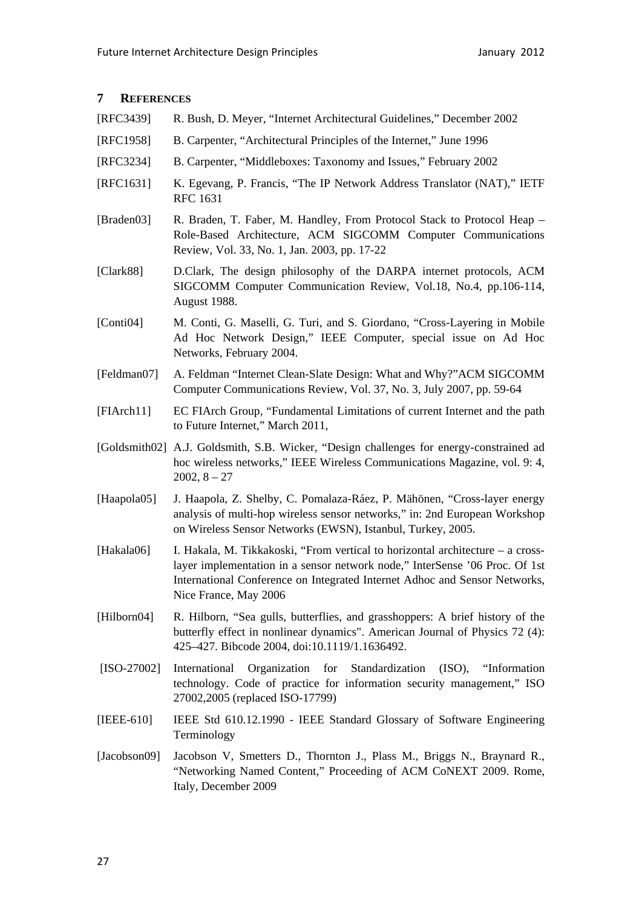## 7 REFERENCES

[RFC3439] R. Bush, D. Meyer, "Internet Architectural Guidelines," December 2002

[RFC1958] B. Carpenter, "Architectural Principles of the Internet," June 1996

[RFC3234] B. Carpenter, "Middleboxes: Taxonomy and Issues," February 2002

[RFC1631] K. Egevang, P. Francis, "The IP Network Address Translator (NAT)," IETF RFC 1631

[Braden03] R. Braden, T. Faber, M. Handley, From Protocol Stack to Protocol Heap – Role-Based Architecture, ACM SIGCOMM Computer Communications Review, Vol. 33, No. 1, Jan. 2003, pp. 17-22

[Clark88] D.Clark, The design philosophy of the DARPA internet protocols, ACM SIGCOMM Computer Communication Review, Vol.18, No.4, pp.106-114, August 1988.

[Conti04] M. Conti, G. Maselli, G. Turi, and S. Giordano, "Cross-Layering in Mobile Ad Hoc Network Design," IEEE Computer, special issue on Ad Hoc Networks, February 2004.

[Feldman07] A. Feldman "Internet Clean-Slate Design: What and Why?"ACM SIGCOMM Computer Communications Review, Vol. 37, No. 3, July 2007, pp. 59-64

[FIArch11] EC FIArch Group, "Fundamental Limitations of current Internet and the path to Future Internet," March 2011,

[Goldsmith02] A.J. Goldsmith, S.B. Wicker, "Design challenges for energy-constrained ad hoc wireless networks," IEEE Wireless Communications Magazine, vol. 9: 4, 2002, 8 – 27

[Haapola05] J. Haapola, Z. Shelby, C. Pomalaza-Ráez, P. Mähönen, "Cross-layer energy analysis of multi-hop wireless sensor networks," in: 2nd European Workshop on Wireless Sensor Networks (EWSN), Istanbul, Turkey, 2005.

[Hakala06] I. Hakala, M. Tikkakoski, "From vertical to horizontal architecture – a cross-layer implementation in a sensor network node," InterSense '06 Proc. Of 1st International Conference on Integrated Internet Adhoc and Sensor Networks, Nice France, May 2006

[Hilborn04] R. Hilborn, "Sea gulls, butterflies, and grasshoppers: A brief history of the butterfly effect in nonlinear dynamics". American Journal of Physics 72 (4): 425–427. Bibcode 2004, doi:10.1119/1.1636492.

[ISO-27002] International Organization for Standardization (ISO), "Information technology. Code of practice for information security management," ISO 27002,2005 (replaced ISO-17799)

[IEEE-610] IEEE Std 610.12.1990 - IEEE Standard Glossary of Software Engineering Terminology

[Jacobson09] Jacobson V, Smetters D., Thornton J., Plass M., Briggs N., Braynard R., "Networking Named Content," Proceeding of ACM CoNEXT 2009. Rome, Italy, December 2009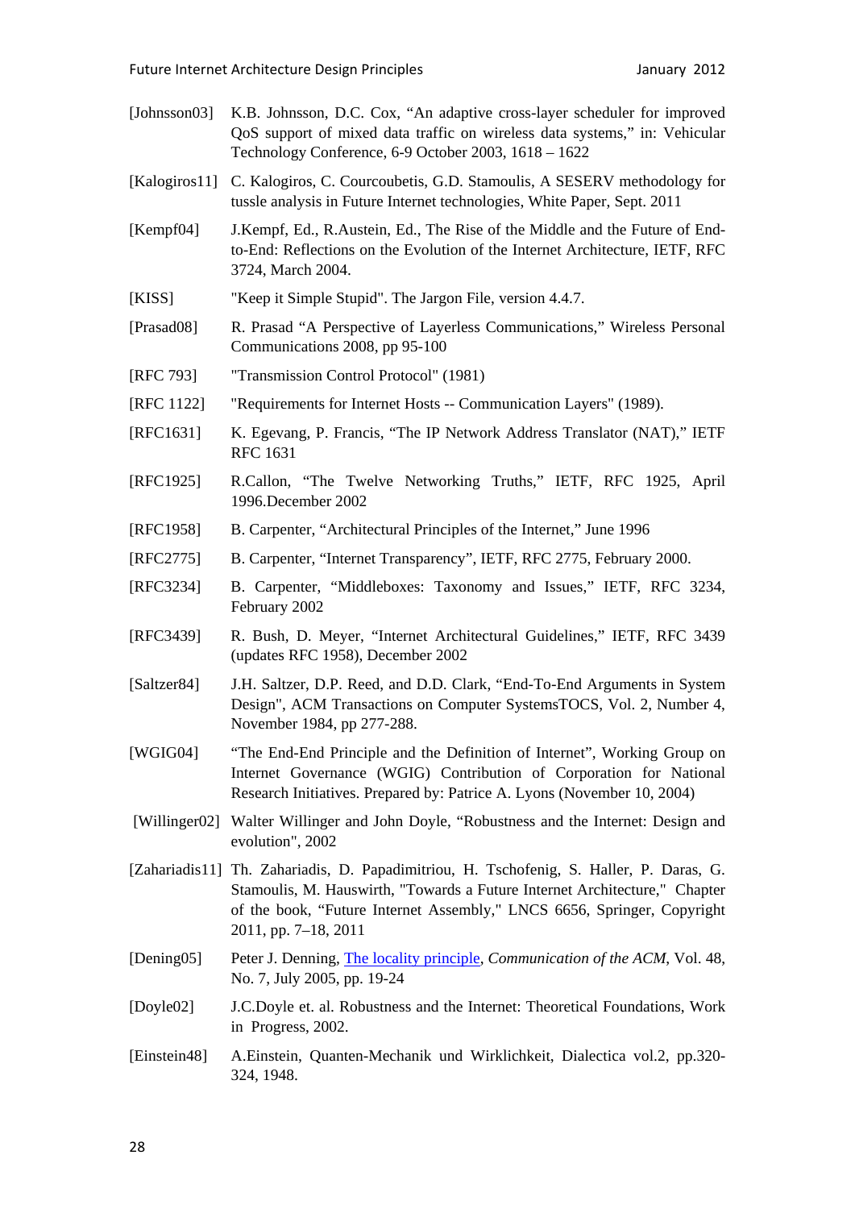[Johnsson03] K.B. Johnsson, D.C. Cox, "An adaptive cross-layer scheduler for improved QoS support of mixed data traffic on wireless data systems," in: Vehicular Technology Conference, 6-9 October 2003, 1618 – 1622

[Kalogiros11] C. Kalogiros, C. Courcoubetis, G.D. Stamoulis, A SESERV methodology for tussle analysis in Future Internet technologies, White Paper, Sept. 2011

[Kempf04] J.Kempf, Ed., R.Austein, Ed., The Rise of the Middle and the Future of End-to-End: Reflections on the Evolution of the Internet Architecture, IETF, RFC 3724, March 2004.

[KISS] "Keep it Simple Stupid". The Jargon File, version 4.4.7.

[Prasad08] R. Prasad "A Perspective of Layerless Communications," Wireless Personal Communications 2008, pp 95-100

[RFC 793] "Transmission Control Protocol" (1981)

[RFC 1122] "Requirements for Internet Hosts -- Communication Layers" (1989).

[RFC1631] K. Egevang, P. Francis, "The IP Network Address Translator (NAT)," IETF RFC 1631

[RFC1925] R.Callon, "The Twelve Networking Truths," IETF, RFC 1925, April 1996.December 2002

[RFC1958] B. Carpenter, "Architectural Principles of the Internet," June 1996

[RFC2775] B. Carpenter, "Internet Transparency", IETF, RFC 2775, February 2000.

[RFC3234] B. Carpenter, "Middleboxes: Taxonomy and Issues," IETF, RFC 3234, February 2002

[RFC3439] R. Bush, D. Meyer, "Internet Architectural Guidelines," IETF, RFC 3439 (updates RFC 1958), December 2002

[Saltzer84] J.H. Saltzer, D.P. Reed, and D.D. Clark, "End-To-End Arguments in System Design", ACM Transactions on Computer SystemsTOCS, Vol. 2, Number 4, November 1984, pp 277-288.

[WGIG04] "The End-End Principle and the Definition of Internet", Working Group on Internet Governance (WGIG) Contribution of Corporation for National Research Initiatives. Prepared by: Patrice A. Lyons (November 10, 2004)

[Willinger02] Walter Willinger and John Doyle, "Robustness and the Internet: Design and evolution", 2002

[Zahariadis11] Th. Zahariadis, D. Papadimitriou, H. Tschofenig, S. Haller, P. Daras, G. Stamoulis, M. Hauswirth, "Towards a Future Internet Architecture," Chapter of the book, "Future Internet Assembly," LNCS 6656, Springer, Copyright 2011, pp. 7–18, 2011

[Dening05] Peter J. Denning, The locality principle, *Communication of the ACM*, Vol. 48, No. 7, July 2005, pp. 19-24

[Doyle02] J.C.Doyle et. al. Robustness and the Internet: Theoretical Foundations, Work in Progress, 2002.

[Einstein48] A.Einstein, Quanten-Mechanik und Wirklichkeit, Dialectica vol.2, pp.320-324, 1948.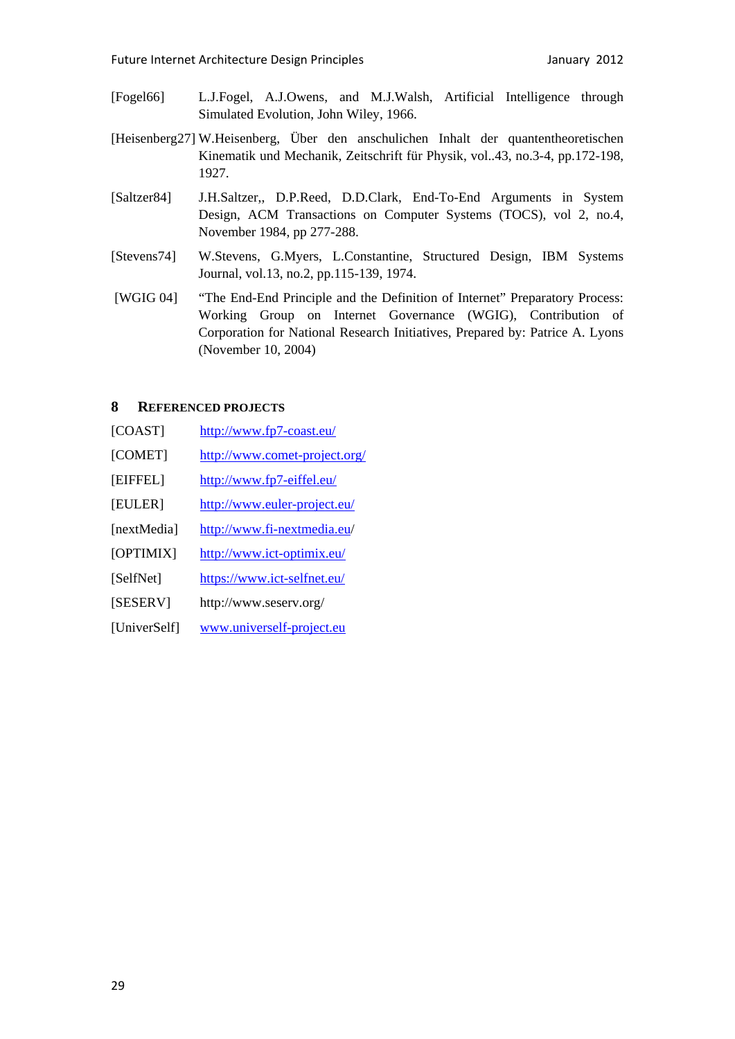[Fogel66] L.J.Fogel, A.J.Owens, and M.J.Walsh, Artificial Intelligence through Simulated Evolution, John Wiley, 1966.

[Heisenberg27] W.Heisenberg, Über den anschulichen Inhalt der quantentheoretischen Kinematik und Mechanik, Zeitschrift für Physik, vol..43, no.3-4, pp.172-198, 1927.

[Saltzer84] J.H.Saltzer,, D.P.Reed, D.D.Clark, End-To-End Arguments in System Design, ACM Transactions on Computer Systems (TOCS), vol 2, no.4, November 1984, pp 277-288.

[Stevens74] W.Stevens, G.Myers, L.Constantine, Structured Design, IBM Systems Journal, vol.13, no.2, pp.115-139, 1974.

[WGIG 04] "The End-End Principle and the Definition of Internet" Preparatory Process: Working Group on Internet Governance (WGIG), Contribution of Corporation for National Research Initiatives, Prepared by: Patrice A. Lyons (November 10, 2004)

## 8 Referenced Projects

[COAST] http://www.fp7-coast.eu/

[COMET] http://www.comet-project.org/

[EIFFEL] http://www.fp7-eiffel.eu/

[EULER] http://www.euler-project.eu/

[nextMedia] http://www.fi-nextmedia.eu/

[OPTIMIX] http://www.ict-optimix.eu/

[SelfNet] https://www.ict-selfnet.eu/

[SESERV] http://www.seserv.org/

[UniverSelf] www.univerself-project.eu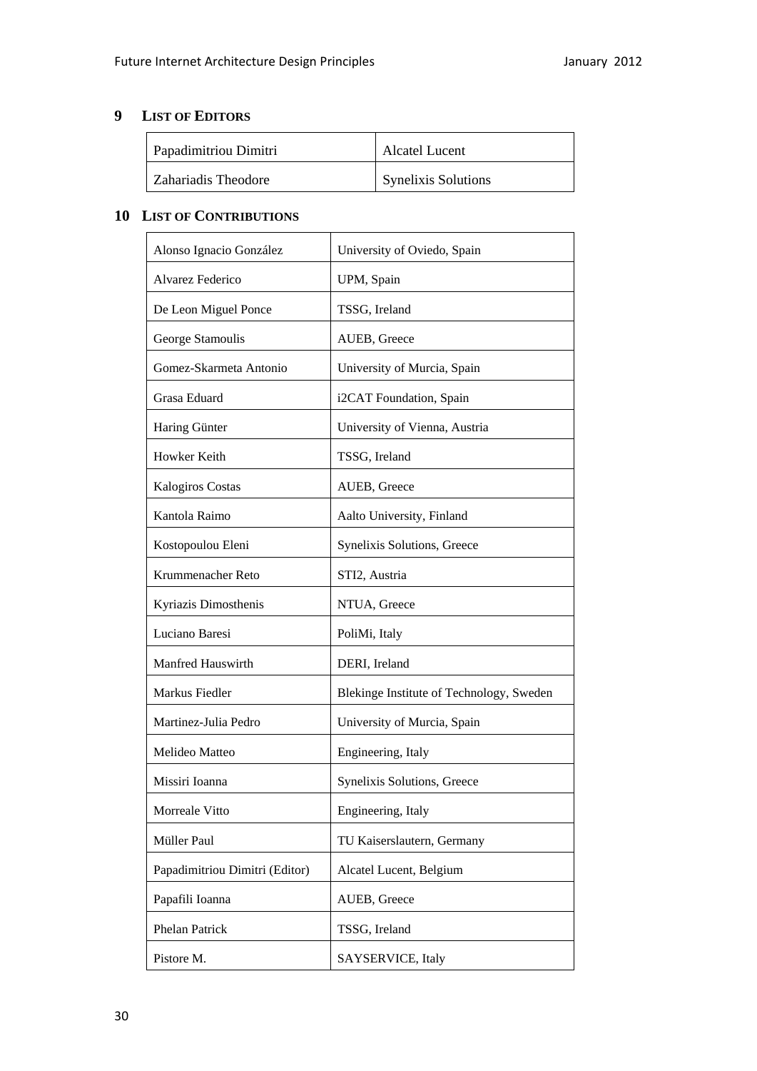## 9 LIST OF EDITORS

| | |
|---|---|
| Papadimitriou Dimitri | Alcatel Lucent |
| Zahariadis Theodore | Synelixis Solutions |

## 10 LIST OF CONTRIBUTIONS

| | |
|---|---|
| Alonso Ignacio González | University of Oviedo, Spain |
| Alvarez Federico | UPM, Spain |
| De Leon Miguel Ponce | TSSG, Ireland |
| George Stamoulis | AUEB, Greece |
| Gomez-Skarmeta Antonio | University of Murcia, Spain |
| Grasa Eduard | i2CAT Foundation, Spain |
| Haring Günter | University of Vienna, Austria |
| Howker Keith | TSSG, Ireland |
| Kalogiros Costas | AUEB, Greece |
| Kantola Raimo | Aalto University, Finland |
| Kostopoulou Eleni | Synelixis Solutions, Greece |
| Krummenacher Reto | STI2, Austria |
| Kyriazis Dimosthenis | NTUA, Greece |
| Luciano Baresi | PoliMi, Italy |
| Manfred Hauswirth | DERI, Ireland |
| Markus Fiedler | Blekinge Institute of Technology, Sweden |
| Martinez-Julia Pedro | University of Murcia, Spain |
| Melideo Matteo | Engineering, Italy |
| Missiri Ioanna | Synelixis Solutions, Greece |
| Morreale Vitto | Engineering, Italy |
| Müller Paul | TU Kaiserslautern, Germany |
| Papadimitriou Dimitri (Editor) | Alcatel Lucent, Belgium |
| Papafili Ioanna | AUEB, Greece |
| Phelan Patrick | TSSG, Ireland |
| Pistore M. | SAYSERVICE, Italy |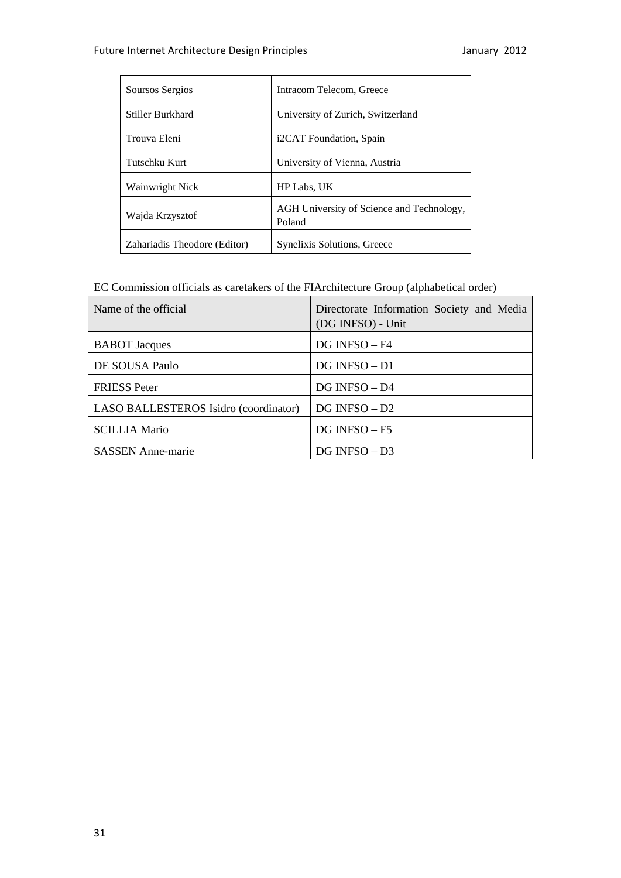| | |
|---|---|
| Soursos Sergios | Intracom Telecom, Greece |
| Stiller Burkhard | University of Zurich, Switzerland |
| Trouva Eleni | i2CAT Foundation, Spain |
| Tutschku Kurt | University of Vienna, Austria |
| Wainwright Nick | HP Labs, UK |
| Wajda Krzysztof | AGH University of Science and Technology, Poland |
| Zahariadis Theodore (Editor) | Synelixis Solutions, Greece |

EC Commission officials as caretakers of the FIArchitecture Group (alphabetical order)

| Name of the official | Directorate Information Society and Media (DG INFSO) - Unit |
|---|---|
| BABOT Jacques | DG INFSO – F4 |
| DE SOUSA Paulo | DG INFSO – D1 |
| FRIESS Peter | DG INFSO – D4 |
| LASO BALLESTEROS Isidro (coordinator) | DG INFSO – D2 |
| SCILLIA Mario | DG INFSO – F5 |
| SASSEN Anne-marie | DG INFSO – D3 |